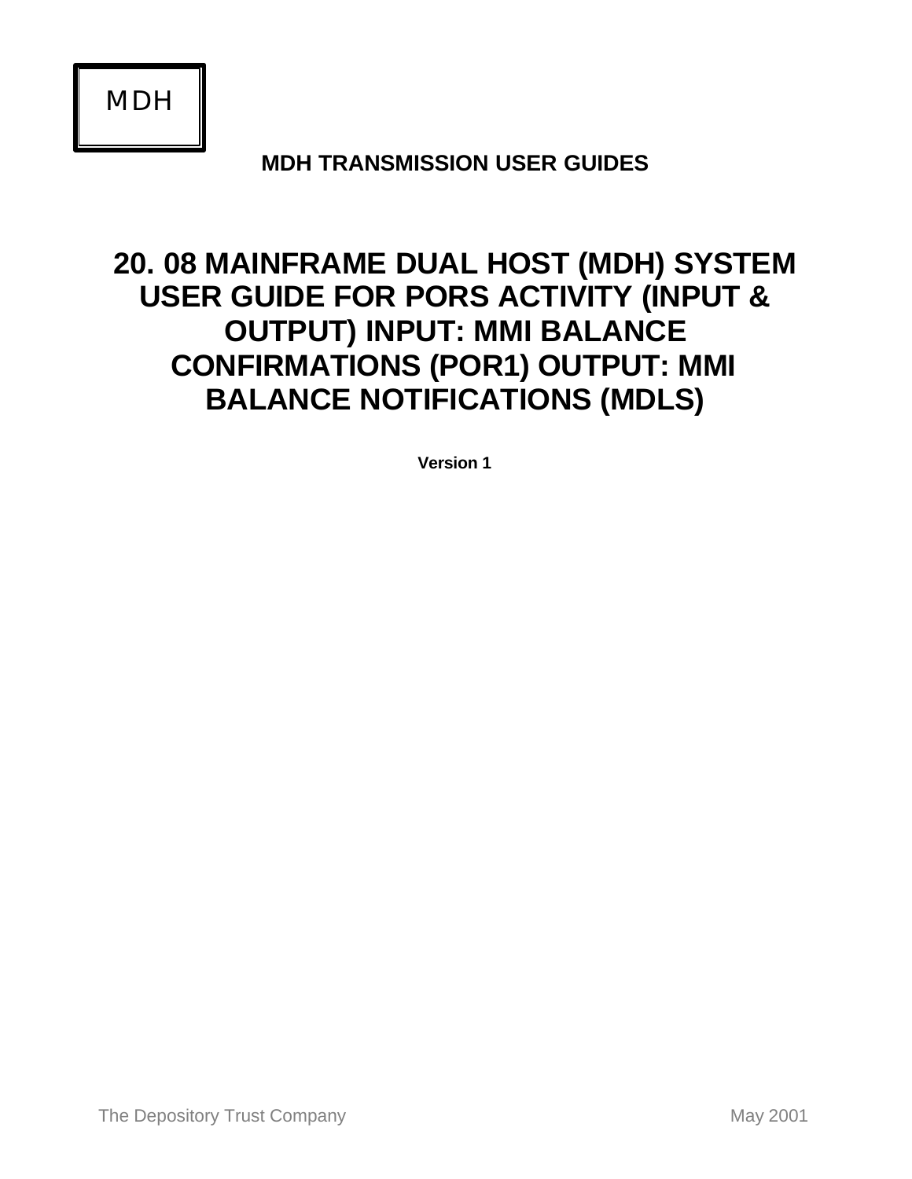MDH

**MDH TRANSMISSION USER GUIDES**

# 20. 08 MAINFRAME DUAL HOST (MDH) SYSTEM USER GUIDE FOR PORS ACTIVITY (INPUT & OUTPUT) INPUT: MMI BALANCE CONFIRMATIONS (POR1) OUTPUT: MMI BALANCE NOTIFICATIONS (MDLS)

**Version 1**

The Depository Trust Company

May 2001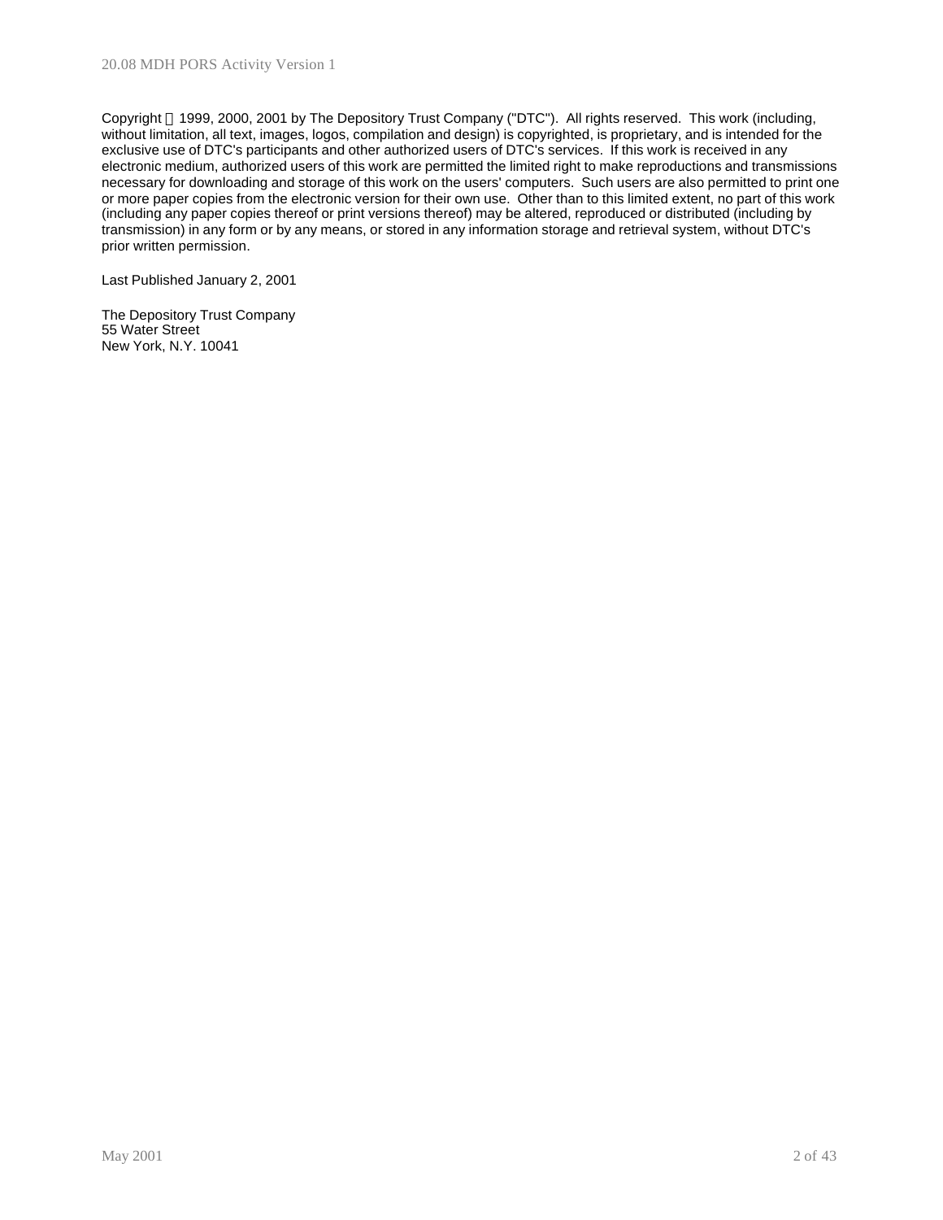Copyright © 1999, 2000, 2001 by The Depository Trust Company ("DTC"). All rights reserved. This work (including, without limitation, all text, images, logos, compilation and design) is copyrighted, is proprietary, and is intended for the exclusive use of DTC's participants and other authorized users of DTC's services. If this work is received in any electronic medium, authorized users of this work are permitted the limited right to make reproductions and transmissions necessary for downloading and storage of this work on the users' computers. Such users are also permitted to print one or more paper copies from the electronic version for their own use. Other than to this limited extent, no part of this work (including any paper copies thereof or print versions thereof) may be altered, reproduced or distributed (including by transmission) in any form or by any means, or stored in any information storage and retrieval system, without DTC's prior written permission.

Last Published January 2, 2001

The Depository Trust Company
55 Water Street
New York, N.Y. 10041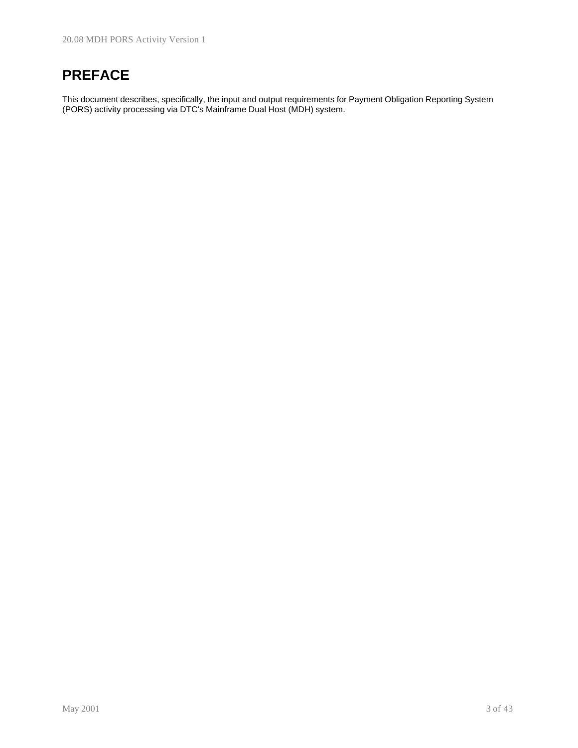# PREFACE

This document describes, specifically, the input and output requirements for Payment Obligation Reporting System (PORS) activity processing via DTC's Mainframe Dual Host (MDH) system.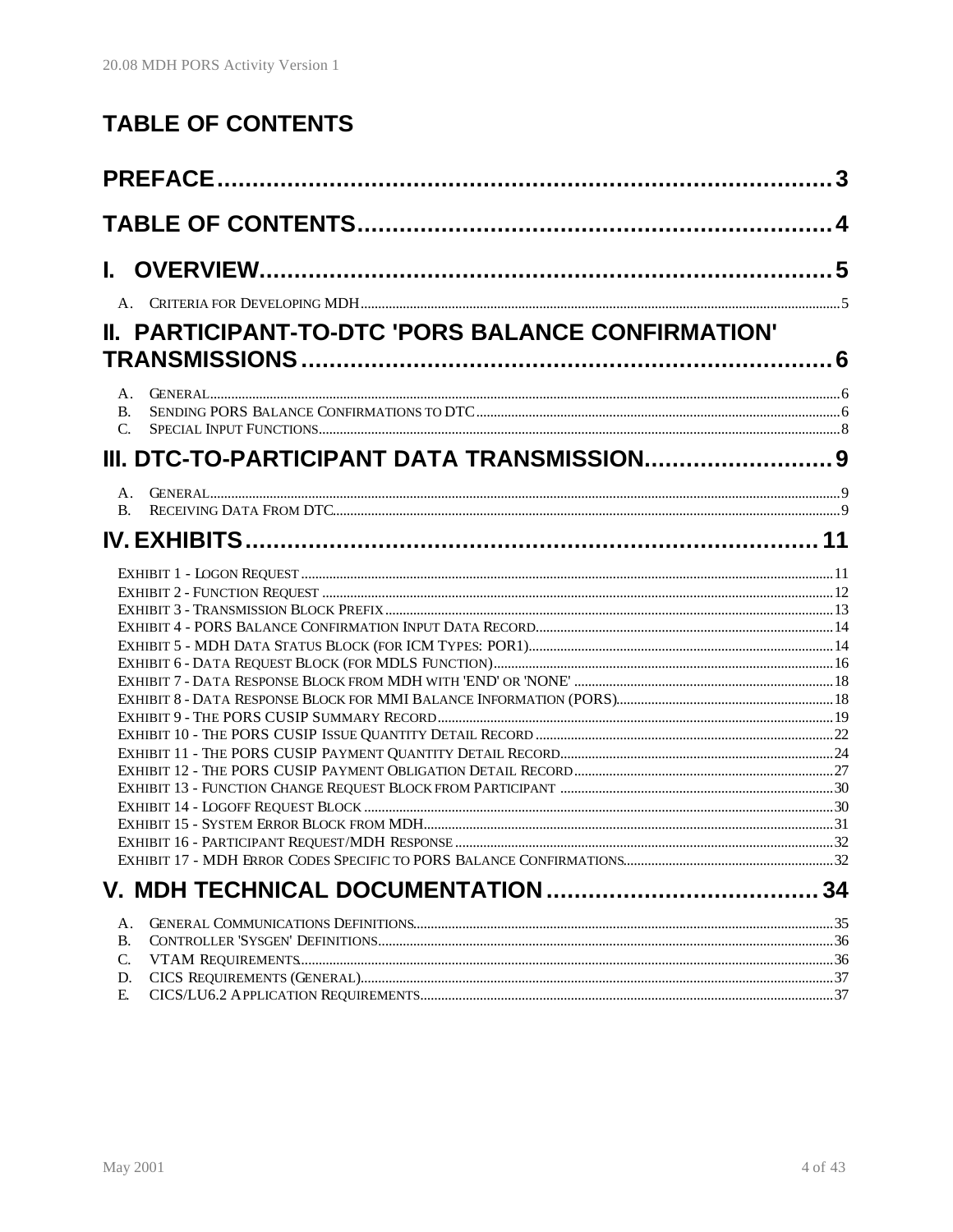# TABLE OF CONTENTS

**PREFACE** .......................................................................... 3

**TABLE OF CONTENTS** .......................................................................... 4

**I. OVERVIEW** .......................................................................... 5

A. Criteria for Developing MDH .......................................................................... 5

**II. PARTICIPANT-TO-DTC 'PORS BALANCE CONFIRMATION' TRANSMISSIONS** .......................................................................... 6

A. General .......................................................................... 6
B. Sending PORS Balance Confirmations to DTC .......................................................................... 6
C. Special Input Functions .......................................................................... 8

**III. DTC-TO-PARTICIPANT DATA TRANSMISSION** .......................................................................... 9

A. General .......................................................................... 9
B. Receiving Data From DTC .......................................................................... 9

**IV. EXHIBITS** .......................................................................... 11

Exhibit 1 - Logon Request .......................................................................... 11
Exhibit 2 - Function Request .......................................................................... 12
Exhibit 3 - Transmission Block Prefix .......................................................................... 13
Exhibit 4 - PORS Balance Confirmation Input Data Record .......................................................................... 14
Exhibit 5 - MDH Data Status Block (for ICM Types: POR1) .......................................................................... 14
Exhibit 6 - Data Request Block (for MDLS Function) .......................................................................... 16
Exhibit 7 - Data Response Block from MDH with 'END' or 'NONE' .......................................................................... 18
Exhibit 8 - Data Response Block for MMI Balance Information (PORS) .......................................................................... 18
Exhibit 9 - The PORS CUSIP Summary Record .......................................................................... 19
Exhibit 10 - The PORS CUSIP Issue Quantity Detail Record .......................................................................... 22
Exhibit 11 - The PORS CUSIP Payment Quantity Detail Record .......................................................................... 24
Exhibit 12 - The PORS CUSIP Payment Obligation Detail Record .......................................................................... 27
Exhibit 13 - Function Change Request Block from Participant .......................................................................... 30
Exhibit 14 - Logoff Request Block .......................................................................... 30
Exhibit 15 - System Error Block from MDH .......................................................................... 31
Exhibit 16 - Participant Request/MDH Response .......................................................................... 32
Exhibit 17 - MDH Error Codes Specific to PORS Balance Confirmations .......................................................................... 32

**V. MDH TECHNICAL DOCUMENTATION** .......................................................................... 34

A. General Communications Definitions .......................................................................... 35
B. Controller 'Sysgen' Definitions .......................................................................... 36
C. VTAM Requirements .......................................................................... 36
D. CICS Requirements (General) .......................................................................... 37
E. CICS/LU6.2 Application Requirements .......................................................................... 37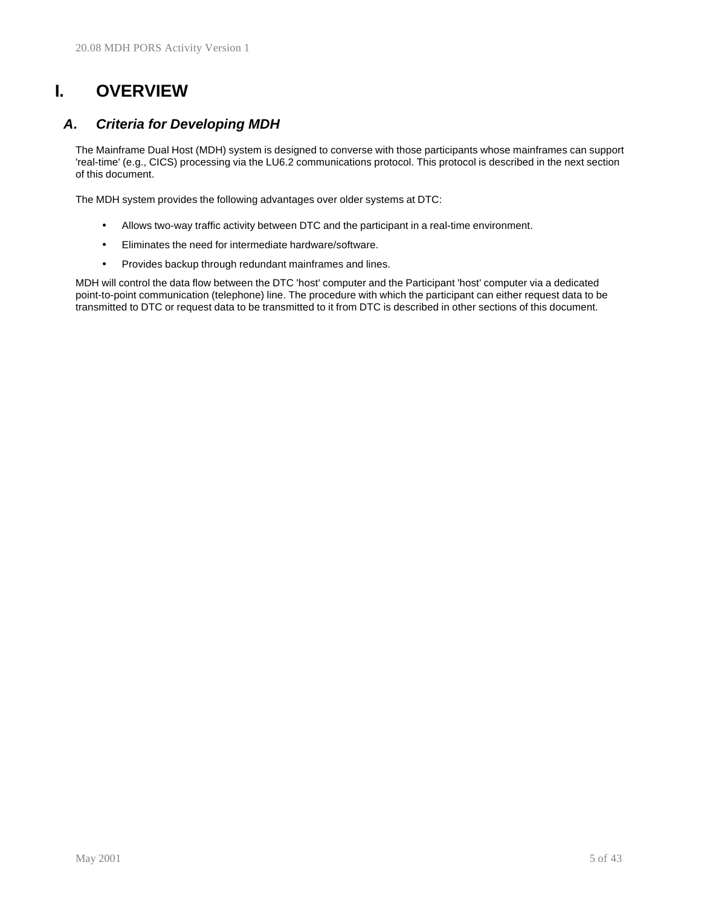# I. OVERVIEW

## *A. Criteria for Developing MDH*

The Mainframe Dual Host (MDH) system is designed to converse with those participants whose mainframes can support 'real-time' (e.g., CICS) processing via the LU6.2 communications protocol. This protocol is described in the next section of this document.

The MDH system provides the following advantages over older systems at DTC:

- Allows two-way traffic activity between DTC and the participant in a real-time environment.
- Eliminates the need for intermediate hardware/software.
- Provides backup through redundant mainframes and lines.

MDH will control the data flow between the DTC 'host' computer and the Participant 'host' computer via a dedicated point-to-point communication (telephone) line. The procedure with which the participant can either request data to be transmitted to DTC or request data to be transmitted to it from DTC is described in other sections of this document.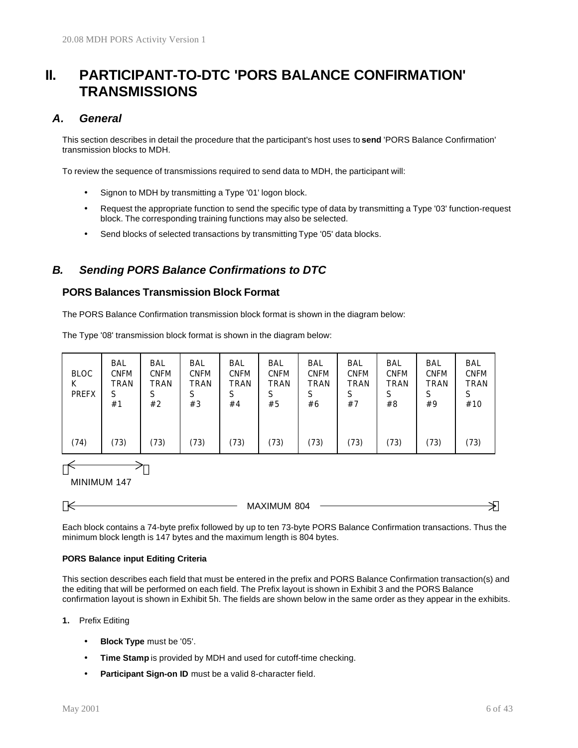# II. PARTICIPANT-TO-DTC 'PORS BALANCE CONFIRMATION' TRANSMISSIONS

## *A. General*

This section describes in detail the procedure that the participant's host uses to **send** 'PORS Balance Confirmation' transmission blocks to MDH.

To review the sequence of transmissions required to send data to MDH, the participant will:

- Signon to MDH by transmitting a Type '01' logon block.
- Request the appropriate function to send the specific type of data by transmitting a Type '03' function-request block. The corresponding training functions may also be selected.
- Send blocks of selected transactions by transmitting Type '05' data blocks.

## *B. Sending PORS Balance Confirmations to DTC*

### PORS Balances Transmission Block Format

The PORS Balance Confirmation transmission block format is shown in the diagram below:

The Type '08' transmission block format is shown in the diagram below:

| BLOCK PREFX | BAL CNFM TRANS #1 | BAL CNFM TRANS #2 | BAL CNFM TRANS #3 | BAL CNFM TRANS #4 | BAL CNFM TRANS #5 | BAL CNFM TRANS #6 | BAL CNFM TRANS #7 | BAL CNFM TRANS #8 | BAL CNFM TRANS #9 | BAL CNFM TRANS #10 |
|---|---|---|---|---|---|---|---|---|---|---|
| (74) | (73) | (73) | (73) | (73) | (73) | (73) | (73) | (73) | (73) | (73) |

MINIMUM 147 (Block Prefix + BAL CNFM TRANS #1)

MAXIMUM 804 (Block Prefix + BAL CNFM TRANS #1 through #10)

Each block contains a 74-byte prefix followed by up to ten 73-byte PORS Balance Confirmation transactions. Thus the minimum block length is 147 bytes and the maximum length is 804 bytes.

#### PORS Balance input Editing Criteria

This section describes each field that must be entered in the prefix and PORS Balance Confirmation transaction(s) and the editing that will be performed on each field. The Prefix layout is shown in Exhibit 3 and the PORS Balance confirmation layout is shown in Exhibit 5h. The fields are shown below in the same order as they appear in the exhibits.

**1.** Prefix Editing

- **Block Type** must be '05'.
- **Time Stamp** is provided by MDH and used for cutoff-time checking.
- **Participant Sign-on ID** must be a valid 8-character field.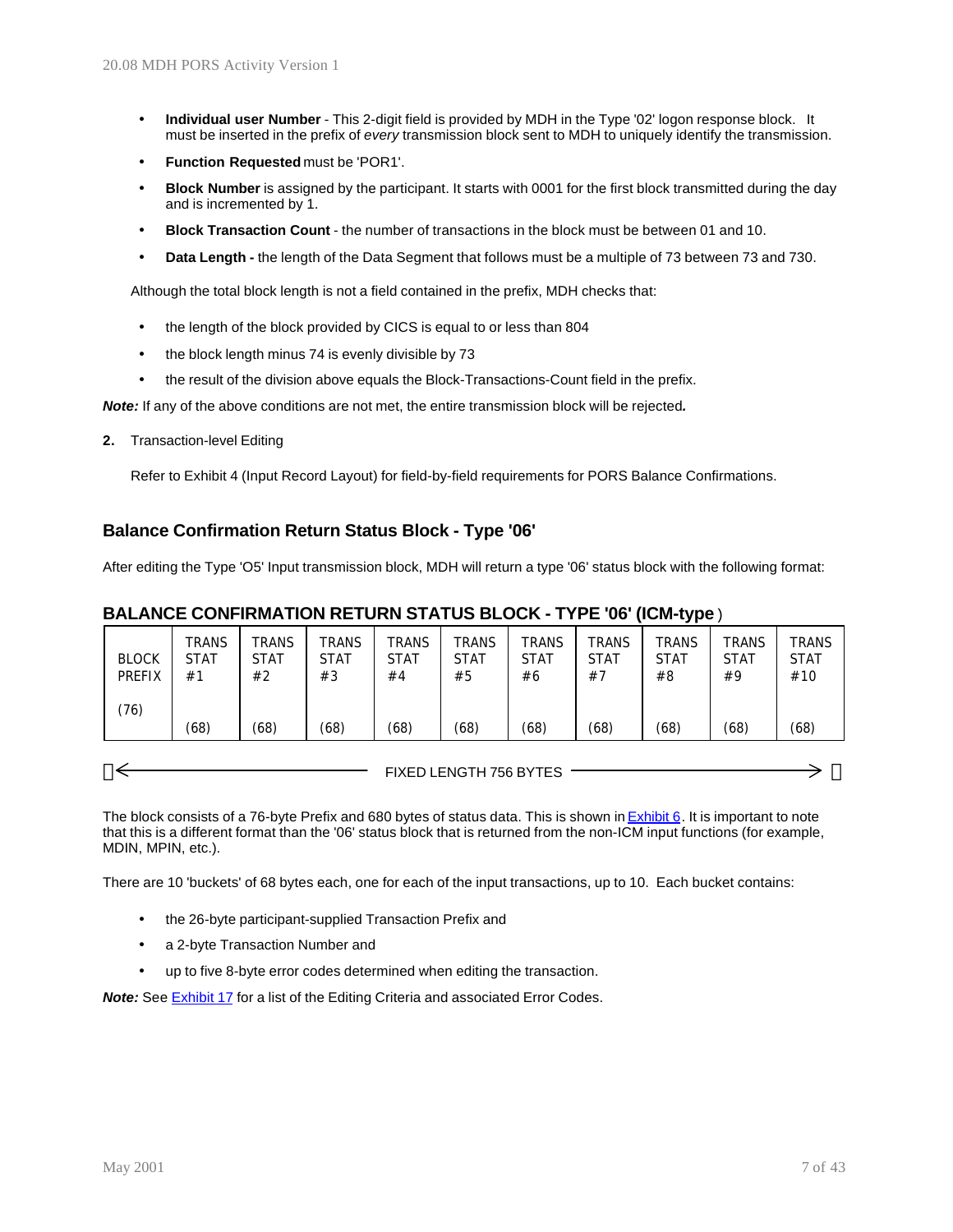- **Individual user Number** - This 2-digit field is provided by MDH in the Type '02' logon response block. It must be inserted in the prefix of *every* transmission block sent to MDH to uniquely identify the transmission.
- **Function Requested** must be 'POR1'.
- **Block Number** is assigned by the participant. It starts with 0001 for the first block transmitted during the day and is incremented by 1.
- **Block Transaction Count** - the number of transactions in the block must be between 01 and 10.
- **Data Length -** the length of the Data Segment that follows must be a multiple of 73 between 73 and 730.

Although the total block length is not a field contained in the prefix, MDH checks that:

- the length of the block provided by CICS is equal to or less than 804
- the block length minus 74 is evenly divisible by 73
- the result of the division above equals the Block-Transactions-Count field in the prefix.

***Note:*** If any of the above conditions are not met, the entire transmission block will be rejected***.***

**2.** Transaction-level Editing

Refer to Exhibit 4 (Input Record Layout) for field-by-field requirements for PORS Balance Confirmations.

## Balance Confirmation Return Status Block - Type '06'

After editing the Type 'O5' Input transmission block, MDH will return a type '06' status block with the following format:

### BALANCE CONFIRMATION RETURN STATUS BLOCK - TYPE '06' (ICM-type)

| BLOCK PREFIX (76) | TRANS STAT #1 (68) | TRANS STAT #2 (68) | TRANS STAT #3 (68) | TRANS STAT #4 (68) | TRANS STAT #5 (68) | TRANS STAT #6 (68) | TRANS STAT #7 (68) | TRANS STAT #8 (68) | TRANS STAT #9 (68) | TRANS STAT #10 (68) |
|---|---|---|---|---|---|---|---|---|---|---|

← FIXED LENGTH 756 BYTES →

The block consists of a 76-byte Prefix and 680 bytes of status data. This is shown in Exhibit 6. It is important to note that this is a different format than the '06' status block that is returned from the non-ICM input functions (for example, MDIN, MPIN, etc.).

There are 10 'buckets' of 68 bytes each, one for each of the input transactions, up to 10. Each bucket contains:

- the 26-byte participant-supplied Transaction Prefix and
- a 2-byte Transaction Number and
- up to five 8-byte error codes determined when editing the transaction.

***Note:*** See Exhibit 17 for a list of the Editing Criteria and associated Error Codes.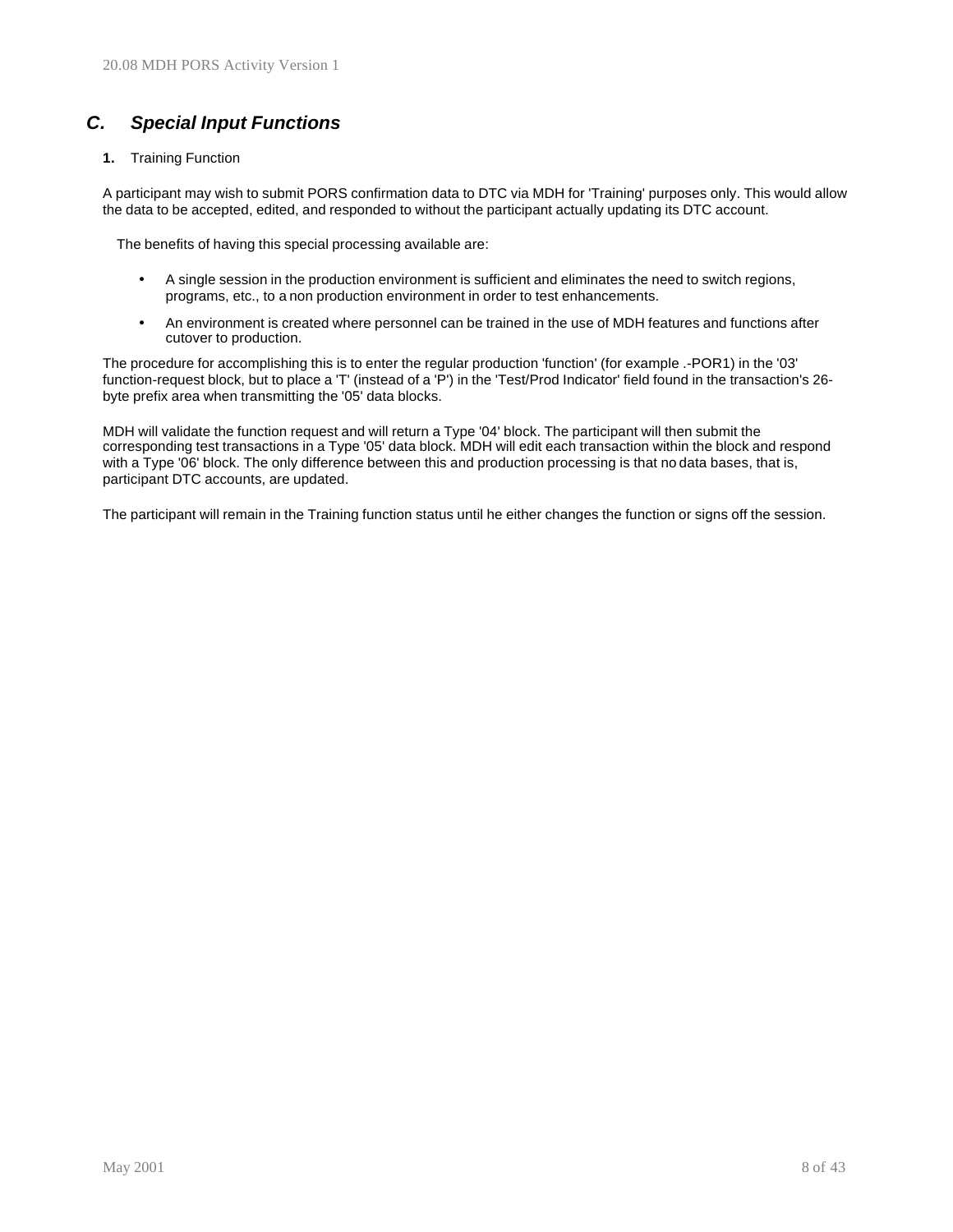## *C. Special Input Functions*

**1.** Training Function

A participant may wish to submit PORS confirmation data to DTC via MDH for 'Training' purposes only. This would allow the data to be accepted, edited, and responded to without the participant actually updating its DTC account.

The benefits of having this special processing available are:

- A single session in the production environment is sufficient and eliminates the need to switch regions, programs, etc., to a non production environment in order to test enhancements.
- An environment is created where personnel can be trained in the use of MDH features and functions after cutover to production.

The procedure for accomplishing this is to enter the regular production 'function' (for example .-POR1) in the '03' function-request block, but to place a 'T' (instead of a 'P') in the 'Test/Prod Indicator' field found in the transaction's 26-byte prefix area when transmitting the '05' data blocks.

MDH will validate the function request and will return a Type '04' block. The participant will then submit the corresponding test transactions in a Type '05' data block. MDH will edit each transaction within the block and respond with a Type '06' block. The only difference between this and production processing is that no data bases, that is, participant DTC accounts, are updated.

The participant will remain in the Training function status until he either changes the function or signs off the session.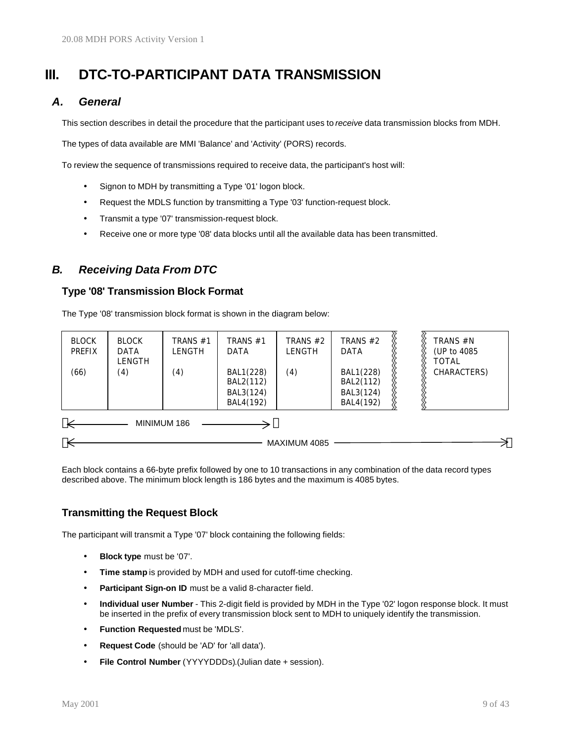# III. DTC-TO-PARTICIPANT DATA TRANSMISSION

## A. General

This section describes in detail the procedure that the participant uses to *receive* data transmission blocks from MDH.

The types of data available are MMI 'Balance' and 'Activity' (PORS) records.

To review the sequence of transmissions required to receive data, the participant's host will:

- Signon to MDH by transmitting a Type '01' logon block.
- Request the MDLS function by transmitting a Type '03' function-request block.
- Transmit a type '07' transmission-request block.
- Receive one or more type '08' data blocks until all the available data has been transmitted.

## B. Receiving Data From DTC

### Type '08' Transmission Block Format

The Type '08' transmission block format is shown in the diagram below:

| BLOCK PREFIX | BLOCK DATA LENGTH | TRANS #1 LENGTH | TRANS #1 DATA | TRANS #2 LENGTH | TRANS #2 DATA | | TRANS #N (UP to 4085 TOTAL CHARACTERS) |
|---|---|---|---|---|---|---|---|
| (66) | (4) | (4) | BAL1(228) BAL2(112) BAL3(124) BAL4(192) | (4) | BAL1(228) BAL2(112) BAL3(124) BAL4(192) | | |

MINIMUM 186 (Block Prefix through Trans #1 Data)

MAXIMUM 4085 (Block Prefix through Trans #N)

Each block contains a 66-byte prefix followed by one to 10 transactions in any combination of the data record types described above. The minimum block length is 186 bytes and the maximum is 4085 bytes.

### Transmitting the Request Block

The participant will transmit a Type '07' block containing the following fields:

- **Block type** must be '07'.
- **Time stamp** is provided by MDH and used for cutoff-time checking.
- **Participant Sign-on ID** must be a valid 8-character field.
- **Individual user Number** - This 2-digit field is provided by MDH in the Type '02' logon response block. It must be inserted in the prefix of every transmission block sent to MDH to uniquely identify the transmission.
- **Function Requested** must be 'MDLS'.
- **Request Code** (should be 'AD' for 'all data').
- **File Control Number** (YYYYDDDs).(Julian date + session).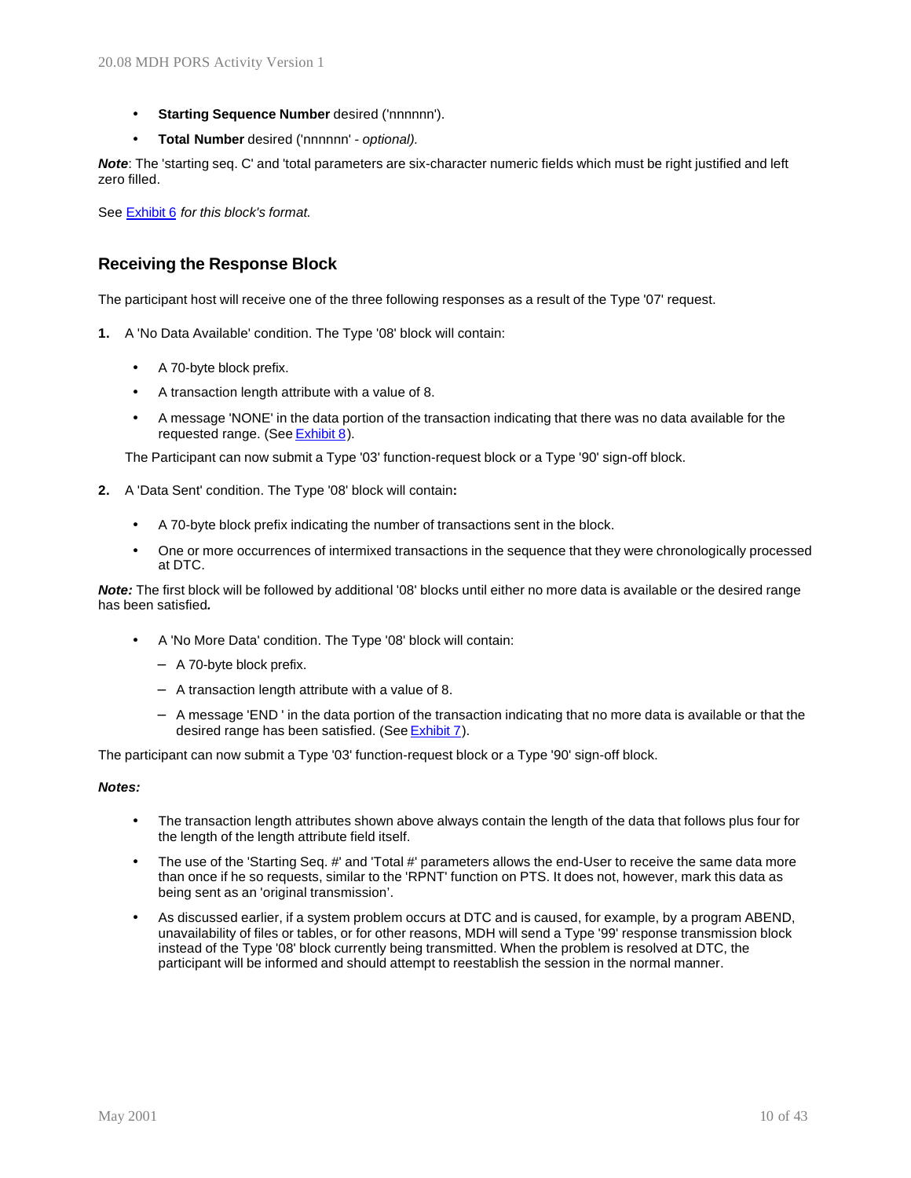- **Starting Sequence Number** desired ('nnnnnn').
- **Total Number** desired ('nnnnnn' - *optional).*

***Note***: The 'starting seq. C' and 'total parameters are six-character numeric fields which must be right justified and left zero filled.

See Exhibit 6 *for this block's format.*

## Receiving the Response Block

The participant host will receive one of the three following responses as a result of the Type '07' request.

**1.** A 'No Data Available' condition. The Type '08' block will contain:

- A 70-byte block prefix.
- A transaction length attribute with a value of 8.
- A message 'NONE' in the data portion of the transaction indicating that there was no data available for the requested range. (See Exhibit 8).

The Participant can now submit a Type '03' function-request block or a Type '90' sign-off block.

**2.** A 'Data Sent' condition. The Type '08' block will contain**:**

- A 70-byte block prefix indicating the number of transactions sent in the block.
- One or more occurrences of intermixed transactions in the sequence that they were chronologically processed at DTC.

***Note:*** The first block will be followed by additional '08' blocks until either no more data is available or the desired range has been satisfied***.***

- A 'No More Data' condition. The Type '08' block will contain:
  - A 70-byte block prefix.
  - A transaction length attribute with a value of 8.
  - A message 'END ' in the data portion of the transaction indicating that no more data is available or that the desired range has been satisfied. (See Exhibit 7).

The participant can now submit a Type '03' function-request block or a Type '90' sign-off block.

***Notes:***

- The transaction length attributes shown above always contain the length of the data that follows plus four for the length of the length attribute field itself.
- The use of the 'Starting Seq. #' and 'Total #' parameters allows the end-User to receive the same data more than once if he so requests, similar to the 'RPNT' function on PTS. It does not, however, mark this data as being sent as an 'original transmission'.
- As discussed earlier, if a system problem occurs at DTC and is caused, for example, by a program ABEND, unavailability of files or tables, or for other reasons, MDH will send a Type '99' response transmission block instead of the Type '08' block currently being transmitted. When the problem is resolved at DTC, the participant will be informed and should attempt to reestablish the session in the normal manner.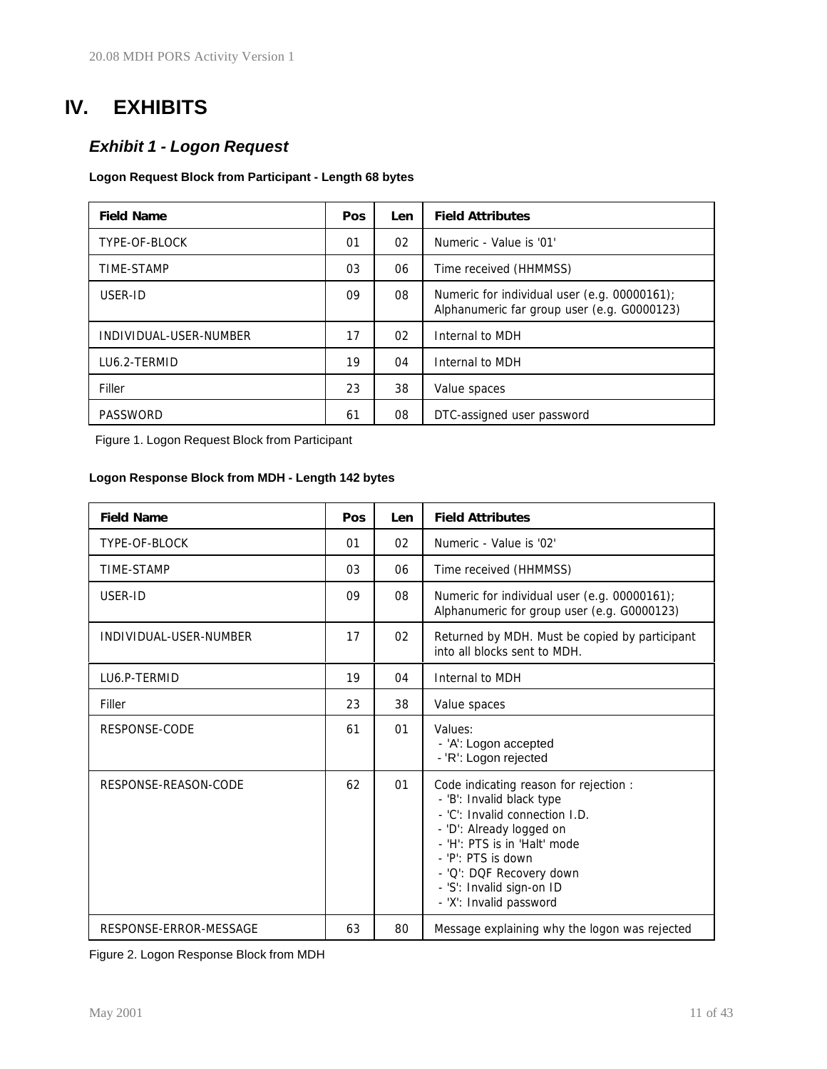# IV. EXHIBITS

## *Exhibit 1 - Logon Request*

**Logon Request Block from Participant - Length 68 bytes**

| Field Name | Pos | Len | Field Attributes |
|---|---|---|---|
| TYPE-OF-BLOCK | 01 | 02 | Numeric - Value is '01' |
| TIME-STAMP | 03 | 06 | Time received (HHMMSS) |
| USER-ID | 09 | 08 | Numeric for individual user (e.g. 00000161); Alphanumeric far group user (e.g. G0000123) |
| INDIVIDUAL-USER-NUMBER | 17 | 02 | Internal to MDH |
| LU6.2-TERMID | 19 | 04 | Internal to MDH |
| Filler | 23 | 38 | Value spaces |
| PASSWORD | 61 | 08 | DTC-assigned user password |

Figure 1. Logon Request Block from Participant

**Logon Response Block from MDH - Length 142 bytes**

| Field Name | Pos | Len | Field Attributes |
|---|---|---|---|
| TYPE-OF-BLOCK | 01 | 02 | Numeric - Value is '02' |
| TIME-STAMP | 03 | 06 | Time received (HHMMSS) |
| USER-ID | 09 | 08 | Numeric for individual user (e.g. 00000161); Alphanumeric for group user (e.g. G0000123) |
| INDIVIDUAL-USER-NUMBER | 17 | 02 | Returned by MDH. Must be copied by participant into all blocks sent to MDH. |
| LU6.P-TERMID | 19 | 04 | Internal to MDH |
| Filler | 23 | 38 | Value spaces |
| RESPONSE-CODE | 61 | 01 | Values:<br>- 'A': Logon accepted<br>- 'R': Logon rejected |
| RESPONSE-REASON-CODE | 62 | 01 | Code indicating reason for rejection :<br>- 'B': Invalid black type<br>- 'C': Invalid connection I.D.<br>- 'D': Already logged on<br>- 'H': PTS is in 'Halt' mode<br>- 'P': PTS is down<br>- 'Q': DQF Recovery down<br>- 'S': Invalid sign-on ID<br>- 'X': Invalid password |
| RESPONSE-ERROR-MESSAGE | 63 | 80 | Message explaining why the logon was rejected |

Figure 2. Logon Response Block from MDH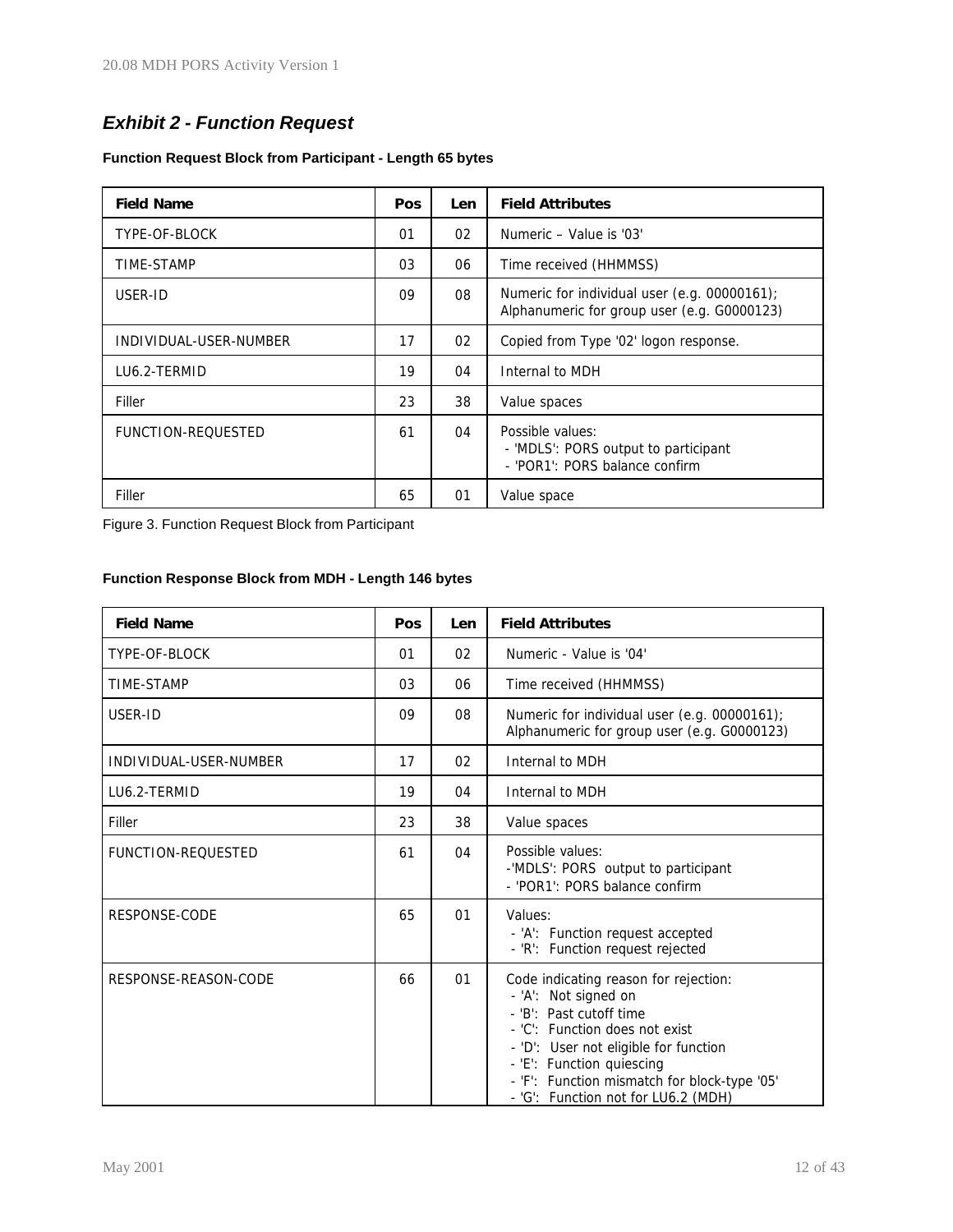## *Exhibit 2 - Function Request*

**Function Request Block from Participant - Length 65 bytes**

| Field Name | Pos | Len | Field Attributes |
|---|---|---|---|
| TYPE-OF-BLOCK | 01 | 02 | Numeric – Value is '03' |
| TIME-STAMP | 03 | 06 | Time received (HHMMSS) |
| USER-ID | 09 | 08 | Numeric for individual user (e.g. 00000161); Alphanumeric for group user (e.g. G0000123) |
| INDIVIDUAL-USER-NUMBER | 17 | 02 | Copied from Type '02' logon response. |
| LU6.2-TERMID | 19 | 04 | Internal to MDH |
| Filler | 23 | 38 | Value spaces |
| FUNCTION-REQUESTED | 61 | 04 | Possible values:<br>- 'MDLS': PORS output to participant<br>- 'POR1': PORS balance confirm |
| Filler | 65 | 01 | Value space |

Figure 3. Function Request Block from Participant

**Function Response Block from MDH - Length 146 bytes**

| Field Name | Pos | Len | Field Attributes |
|---|---|---|---|
| TYPE-OF-BLOCK | 01 | 02 | Numeric - Value is '04' |
| TIME-STAMP | 03 | 06 | Time received (HHMMSS) |
| USER-ID | 09 | 08 | Numeric for individual user (e.g. 00000161); Alphanumeric for group user (e.g. G0000123) |
| INDIVIDUAL-USER-NUMBER | 17 | 02 | Internal to MDH |
| LU6.2-TERMID | 19 | 04 | Internal to MDH |
| Filler | 23 | 38 | Value spaces |
| FUNCTION-REQUESTED | 61 | 04 | Possible values:<br>-'MDLS': PORS output to participant<br>- 'POR1': PORS balance confirm |
| RESPONSE-CODE | 65 | 01 | Values:<br>- 'A': Function request accepted<br>- 'R': Function request rejected |
| RESPONSE-REASON-CODE | 66 | 01 | Code indicating reason for rejection:<br>- 'A': Not signed on<br>- 'B': Past cutoff time<br>- 'C': Function does not exist<br>- 'D': User not eligible for function<br>- 'E': Function quiescing<br>- 'F': Function mismatch for block-type '05'<br>- 'G': Function not for LU6.2 (MDH) |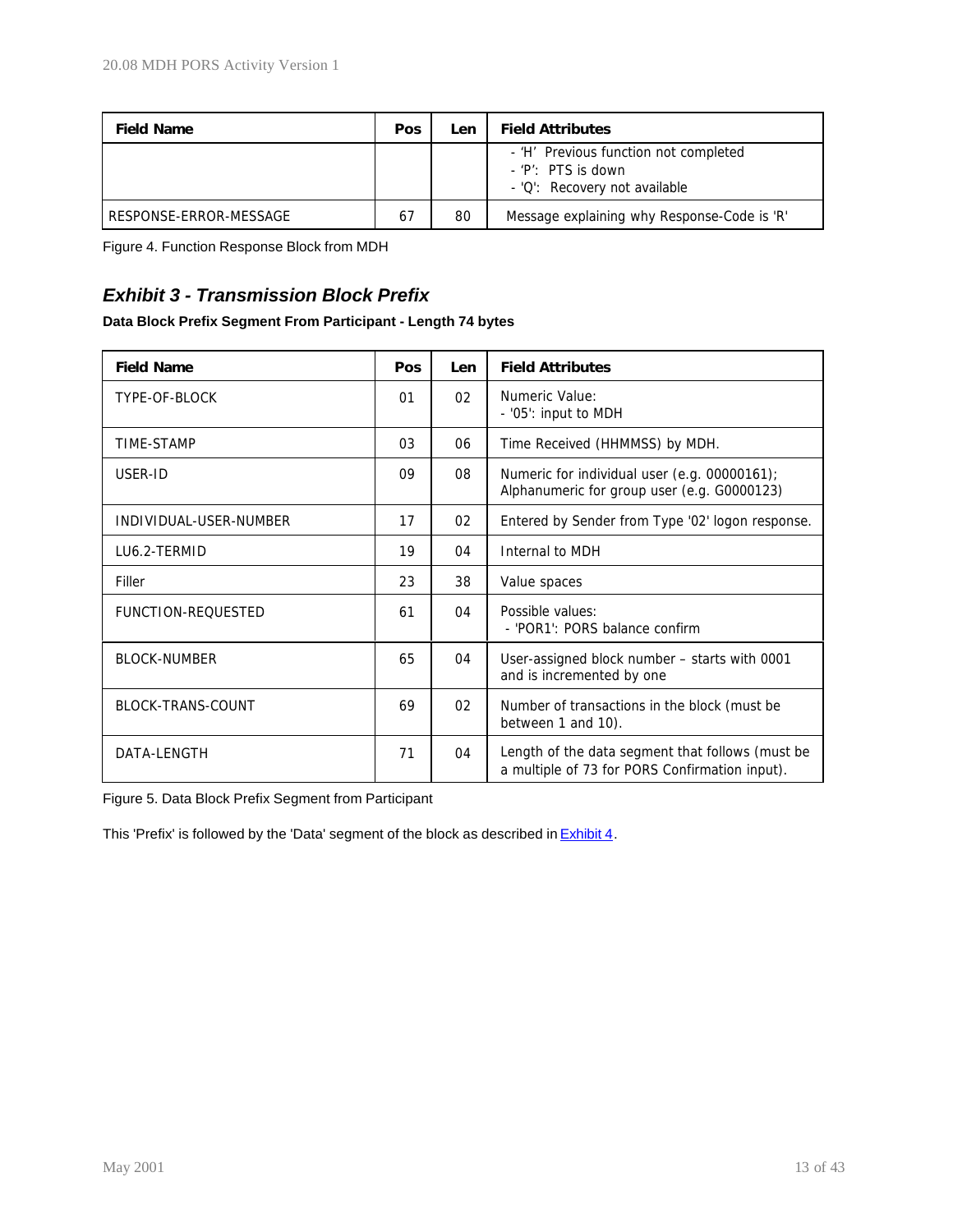| Field Name | Pos | Len | Field Attributes |
|---|---|---|---|
| | | | - 'H' Previous function not completed<br>- 'P': PTS is down<br>- 'Q': Recovery not available |
| RESPONSE-ERROR-MESSAGE | 67 | 80 | Message explaining why Response-Code is 'R' |

Figure 4. Function Response Block from MDH

## *Exhibit 3 - Transmission Block Prefix*

**Data Block Prefix Segment From Participant - Length 74 bytes**

| Field Name | Pos | Len | Field Attributes |
|---|---|---|---|
| TYPE-OF-BLOCK | 01 | 02 | Numeric Value:<br>- '05': input to MDH |
| TIME-STAMP | 03 | 06 | Time Received (HHMMSS) by MDH. |
| USER-ID | 09 | 08 | Numeric for individual user (e.g. 00000161);<br>Alphanumeric for group user (e.g. G0000123) |
| INDIVIDUAL-USER-NUMBER | 17 | 02 | Entered by Sender from Type '02' logon response. |
| LU6.2-TERMID | 19 | 04 | Internal to MDH |
| Filler | 23 | 38 | Value spaces |
| FUNCTION-REQUESTED | 61 | 04 | Possible values:<br>- 'POR1': PORS balance confirm |
| BLOCK-NUMBER | 65 | 04 | User-assigned block number – starts with 0001 and is incremented by one |
| BLOCK-TRANS-COUNT | 69 | 02 | Number of transactions in the block (must be between 1 and 10). |
| DATA-LENGTH | 71 | 04 | Length of the data segment that follows (must be a multiple of 73 for PORS Confirmation input). |

Figure 5. Data Block Prefix Segment from Participant

This 'Prefix' is followed by the 'Data' segment of the block as described in Exhibit 4.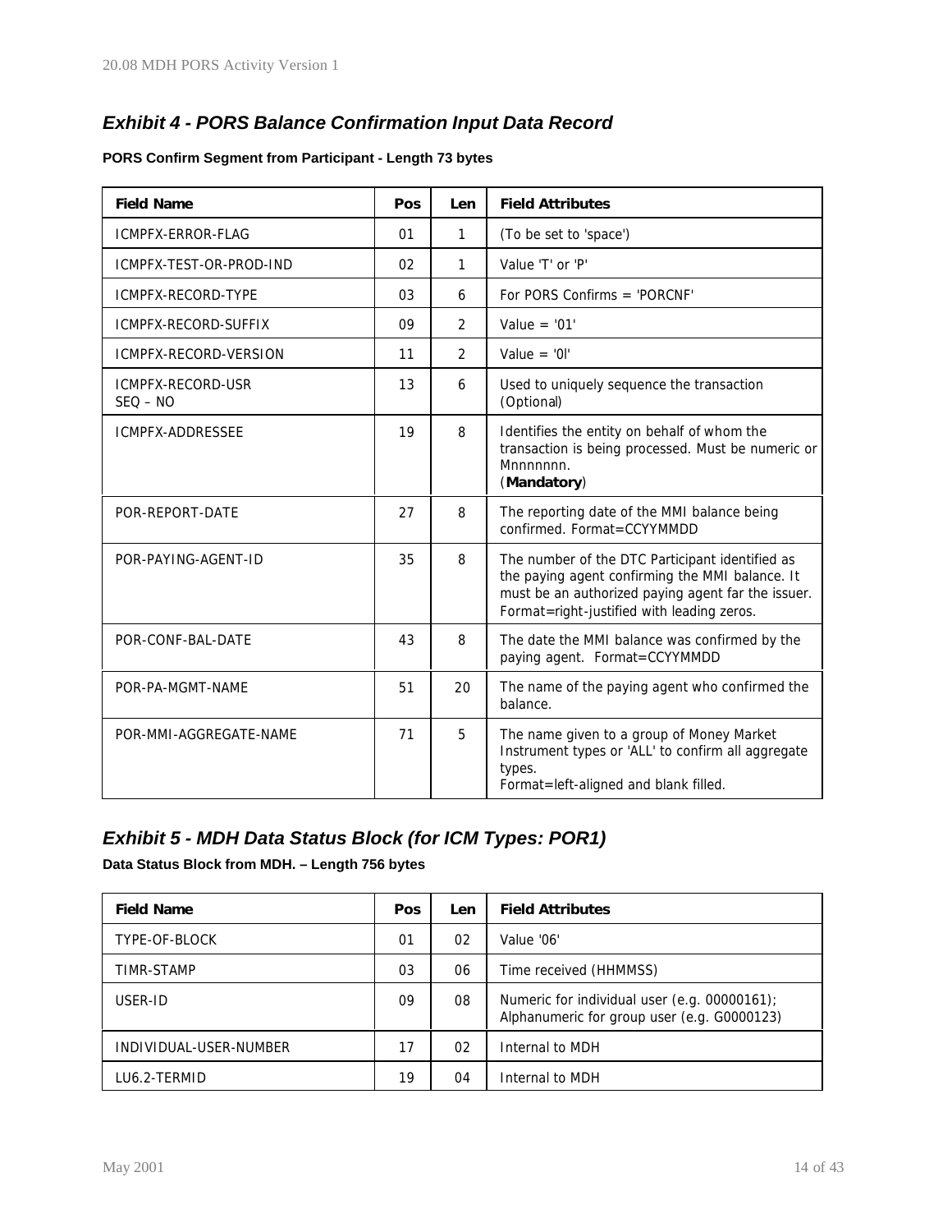## *Exhibit 4 - PORS Balance Confirmation Input Data Record*

**PORS Confirm Segment from Participant - Length 73 bytes**

| Field Name | Pos | Len | Field Attributes |
|---|---|---|---|
| ICMPFX-ERROR-FLAG | 01 | 1 | (To be set to 'space') |
| ICMPFX-TEST-OR-PROD-IND | 02 | 1 | Value 'T' or 'P' |
| ICMPFX-RECORD-TYPE | 03 | 6 | For PORS Confirms = 'PORCNF' |
| ICMPFX-RECORD-SUFFIX | 09 | 2 | Value = '01' |
| ICMPFX-RECORD-VERSION | 11 | 2 | Value = '0l' |
| ICMPFX-RECORD-USR SEQ – NO | 13 | 6 | Used to uniquely sequence the transaction (Optional) |
| ICMPFX-ADDRESSEE | 19 | 8 | Identifies the entity on behalf of whom the transaction is being processed. Must be numeric or Mnnnnnnn. (**Mandatory**) |
| POR-REPORT-DATE | 27 | 8 | The reporting date of the MMI balance being confirmed. Format=CCYYMMDD |
| POR-PAYING-AGENT-ID | 35 | 8 | The number of the DTC Participant identified as the paying agent confirming the MMI balance. It must be an authorized paying agent far the issuer. Format=right-justified with leading zeros. |
| POR-CONF-BAL-DATE | 43 | 8 | The date the MMI balance was confirmed by the paying agent. Format=CCYYMMDD |
| POR-PA-MGMT-NAME | 51 | 20 | The name of the paying agent who confirmed the balance. |
| POR-MMI-AGGREGATE-NAME | 71 | 5 | The name given to a group of Money Market Instrument types or 'ALL' to confirm all aggregate types. Format=left-aligned and blank filled. |

## *Exhibit 5 - MDH Data Status Block (for ICM Types: POR1)*

**Data Status Block from MDH. – Length 756 bytes**

| Field Name | Pos | Len | Field Attributes |
|---|---|---|---|
| TYPE-OF-BLOCK | 01 | 02 | Value '06' |
| TIMR-STAMP | 03 | 06 | Time received (HHMMSS) |
| USER-ID | 09 | 08 | Numeric for individual user (e.g. 00000161); Alphanumeric for group user (e.g. G0000123) |
| INDIVIDUAL-USER-NUMBER | 17 | 02 | Internal to MDH |
| LU6.2-TERMID | 19 | 04 | Internal to MDH |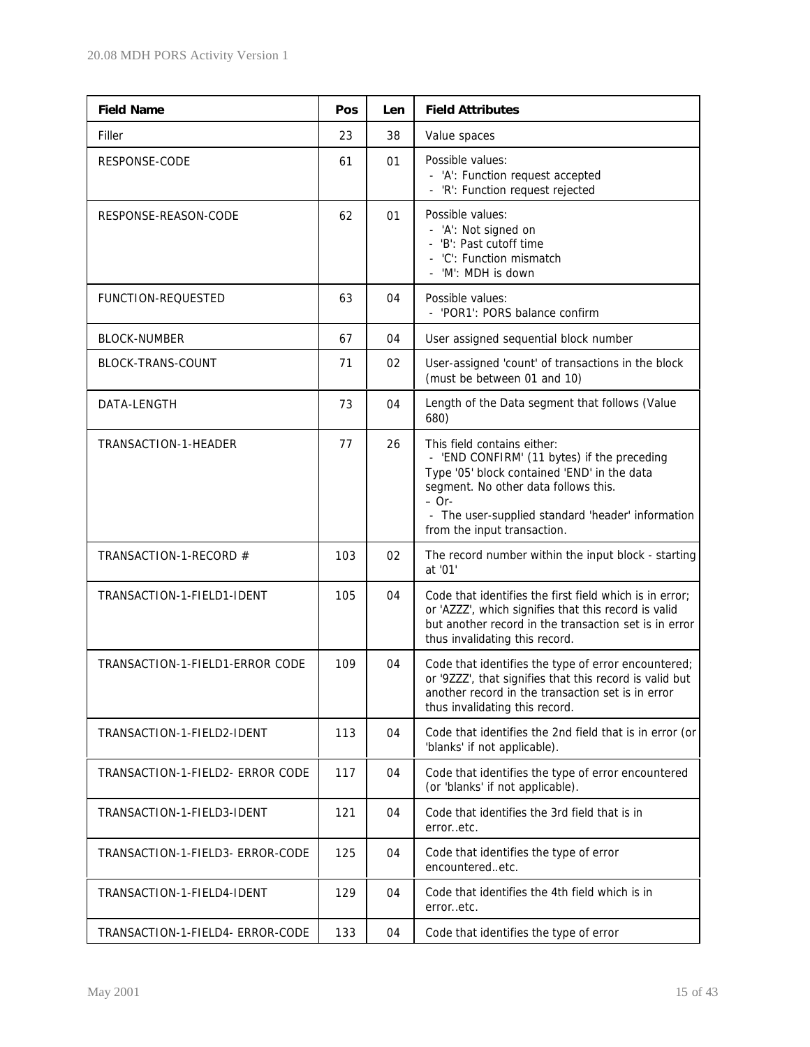| Field Name | Pos | Len | Field Attributes |
|---|---|---|---|
| Filler | 23 | 38 | Value spaces |
| RESPONSE-CODE | 61 | 01 | Possible values:<br>- 'A': Function request accepted<br>- 'R': Function request rejected |
| RESPONSE-REASON-CODE | 62 | 01 | Possible values:<br>- 'A': Not signed on<br>- 'B': Past cutoff time<br>- 'C': Function mismatch<br>- 'M': MDH is down |
| FUNCTION-REQUESTED | 63 | 04 | Possible values:<br>- 'POR1': PORS balance confirm |
| BLOCK-NUMBER | 67 | 04 | User assigned sequential block number |
| BLOCK-TRANS-COUNT | 71 | 02 | User-assigned 'count' of transactions in the block (must be between 01 and 10) |
| DATA-LENGTH | 73 | 04 | Length of the Data segment that follows (Value 680) |
| TRANSACTION-1-HEADER | 77 | 26 | This field contains either:<br>- 'END CONFIRM' (11 bytes) if the preceding Type '05' block contained 'END' in the data segment. No other data follows this.<br>– Or-<br>- The user-supplied standard 'header' information from the input transaction. |
| TRANSACTION-1-RECORD # | 103 | 02 | The record number within the input block - starting at '01' |
| TRANSACTION-1-FIELD1-IDENT | 105 | 04 | Code that identifies the first field which is in error; or 'AZZZ', which signifies that this record is valid but another record in the transaction set is in error thus invalidating this record. |
| TRANSACTION-1-FIELD1-ERROR CODE | 109 | 04 | Code that identifies the type of error encountered; or '9ZZZ', that signifies that this record is valid but another record in the transaction set is in error thus invalidating this record. |
| TRANSACTION-1-FIELD2-IDENT | 113 | 04 | Code that identifies the 2nd field that is in error (or 'blanks' if not applicable). |
| TRANSACTION-1-FIELD2- ERROR CODE | 117 | 04 | Code that identifies the type of error encountered (or 'blanks' if not applicable). |
| TRANSACTION-1-FIELD3-IDENT | 121 | 04 | Code that identifies the 3rd field that is in error..etc. |
| TRANSACTION-1-FIELD3- ERROR-CODE | 125 | 04 | Code that identifies the type of error encountered..etc. |
| TRANSACTION-1-FIELD4-IDENT | 129 | 04 | Code that identifies the 4th field which is in error..etc. |
| TRANSACTION-1-FIELD4- ERROR-CODE | 133 | 04 | Code that identifies the type of error |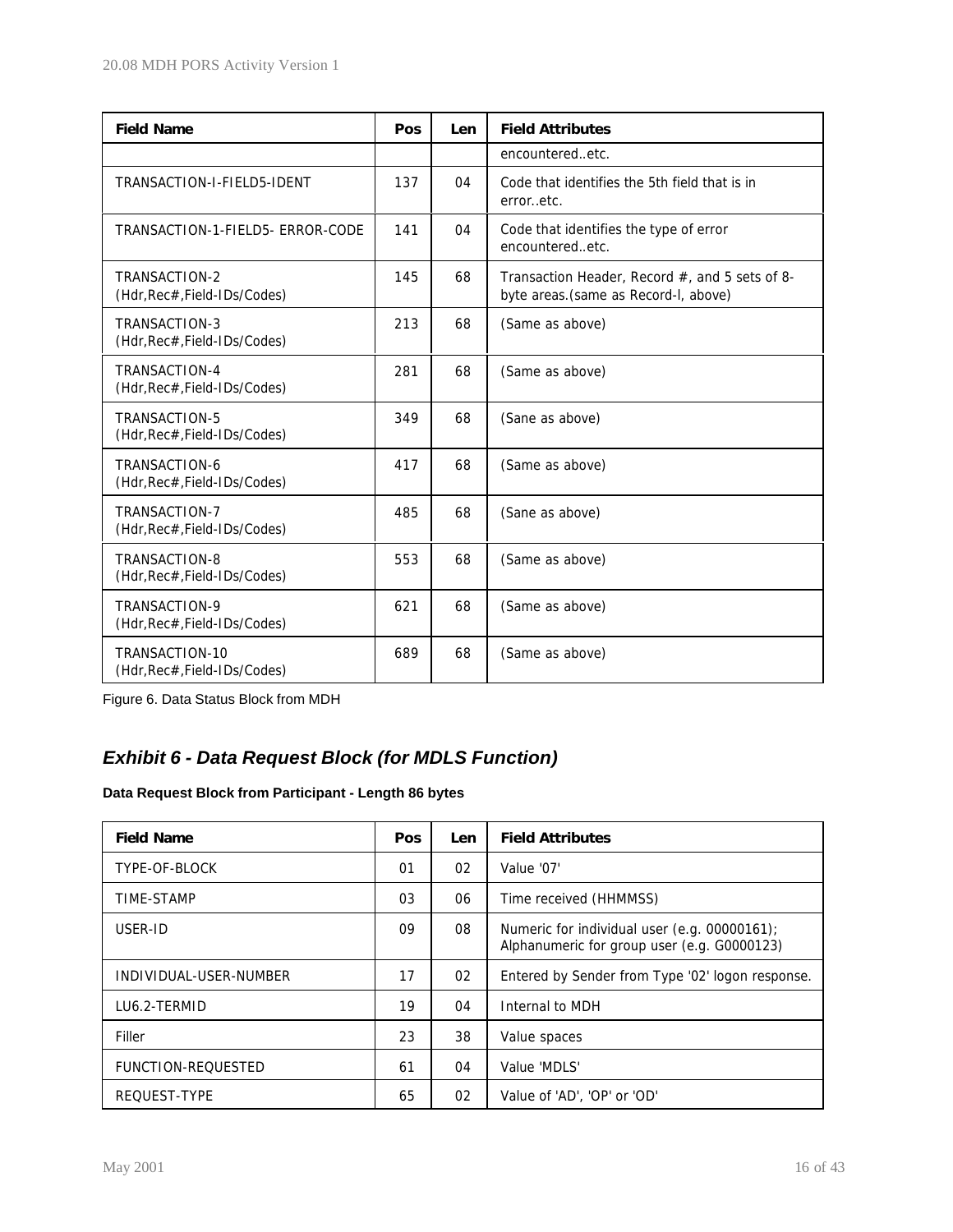| Field Name | Pos | Len | Field Attributes |
|---|---|---|---|
| | | | encountered..etc. |
| TRANSACTION-I-FIELD5-IDENT | 137 | 04 | Code that identifies the 5th field that is in error..etc. |
| TRANSACTION-1-FIELD5- ERROR-CODE | 141 | 04 | Code that identifies the type of error encountered..etc. |
| TRANSACTION-2 (Hdr,Rec#,Field-IDs/Codes) | 145 | 68 | Transaction Header, Record #, and 5 sets of 8-byte areas.(same as Record-l, above) |
| TRANSACTION-3 (Hdr,Rec#,Field-IDs/Codes) | 213 | 68 | (Same as above) |
| TRANSACTION-4 (Hdr,Rec#,Field-IDs/Codes) | 281 | 68 | (Same as above) |
| TRANSACTION-5 (Hdr,Rec#,Field-IDs/Codes) | 349 | 68 | (Sane as above) |
| TRANSACTION-6 (Hdr,Rec#,Field-IDs/Codes) | 417 | 68 | (Same as above) |
| TRANSACTION-7 (Hdr,Rec#,Field-IDs/Codes) | 485 | 68 | (Sane as above) |
| TRANSACTION-8 (Hdr,Rec#,Field-IDs/Codes) | 553 | 68 | (Same as above) |
| TRANSACTION-9 (Hdr,Rec#,Field-IDs/Codes) | 621 | 68 | (Same as above) |
| TRANSACTION-10 (Hdr,Rec#,Field-IDs/Codes) | 689 | 68 | (Same as above) |

Figure 6. Data Status Block from MDH

## *Exhibit 6 - Data Request Block (for MDLS Function)*

**Data Request Block from Participant - Length 86 bytes**

| Field Name | Pos | Len | Field Attributes |
|---|---|---|---|
| TYPE-OF-BLOCK | 01 | 02 | Value '07' |
| TIME-STAMP | 03 | 06 | Time received (HHMMSS) |
| USER-ID | 09 | 08 | Numeric for individual user (e.g. 00000161); Alphanumeric for group user (e.g. G0000123) |
| INDIVIDUAL-USER-NUMBER | 17 | 02 | Entered by Sender from Type '02' logon response. |
| LU6.2-TERMID | 19 | 04 | Internal to MDH |
| Filler | 23 | 38 | Value spaces |
| FUNCTION-REQUESTED | 61 | 04 | Value 'MDLS' |
| REQUEST-TYPE | 65 | 02 | Value of 'AD', 'OP' or 'OD' |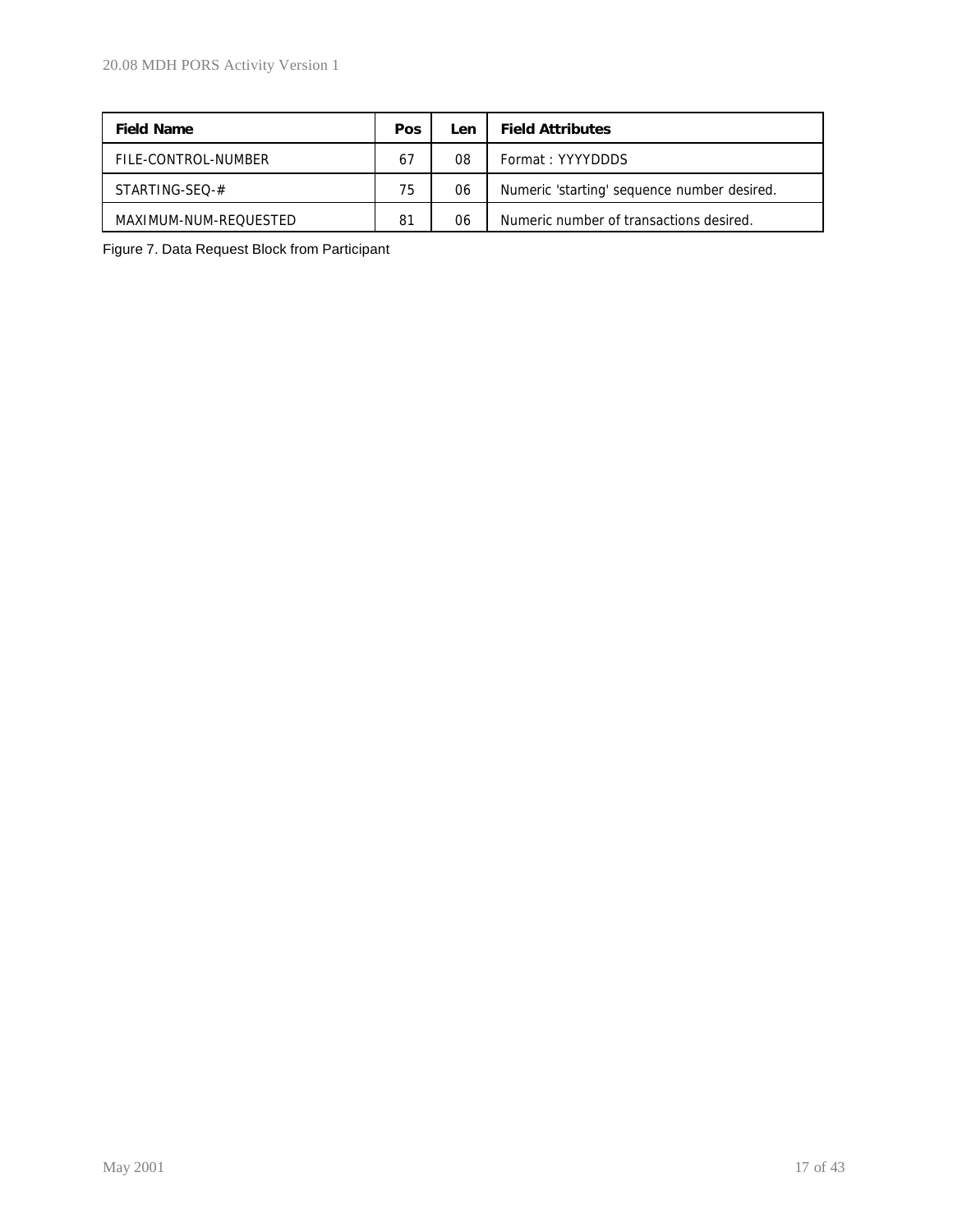| Field Name | Pos | Len | Field Attributes |
| --- | --- | --- | --- |
| FILE-CONTROL-NUMBER | 67 | 08 | Format : YYYYDDDS |
| STARTING-SEQ-# | 75 | 06 | Numeric 'starting' sequence number desired. |
| MAXIMUM-NUM-REQUESTED | 81 | 06 | Numeric number of transactions desired. |

Figure 7. Data Request Block from Participant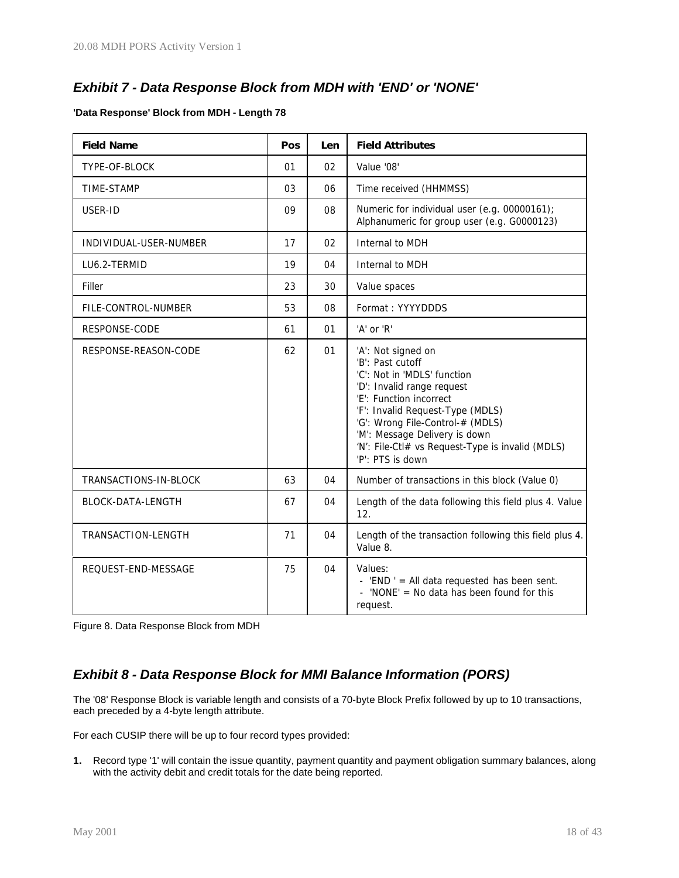## *Exhibit 7 - Data Response Block from MDH with 'END' or 'NONE'*

**'Data Response' Block from MDH - Length 78**

| Field Name | Pos | Len | Field Attributes |
|---|---|---|---|
| TYPE-OF-BLOCK | 01 | 02 | Value '08' |
| TIME-STAMP | 03 | 06 | Time received (HHMMSS) |
| USER-ID | 09 | 08 | Numeric for individual user (e.g. 00000161); Alphanumeric for group user (e.g. G0000123) |
| INDIVIDUAL-USER-NUMBER | 17 | 02 | Internal to MDH |
| LU6.2-TERMID | 19 | 04 | Internal to MDH |
| Filler | 23 | 30 | Value spaces |
| FILE-CONTROL-NUMBER | 53 | 08 | Format : YYYYDDDS |
| RESPONSE-CODE | 61 | 01 | 'A' or 'R' |
| RESPONSE-REASON-CODE | 62 | 01 | 'A': Not signed on<br>'B': Past cutoff<br>'C': Not in 'MDLS' function<br>'D': Invalid range request<br>'E': Function incorrect<br>'F': Invalid Request-Type (MDLS)<br>'G': Wrong File-Control-# (MDLS)<br>'M': Message Delivery is down<br>'N': File-Ctl# vs Request-Type is invalid (MDLS)<br>'P': PTS is down |
| TRANSACTIONS-IN-BLOCK | 63 | 04 | Number of transactions in this block (Value 0) |
| BLOCK-DATA-LENGTH | 67 | 04 | Length of the data following this field plus 4. Value 12. |
| TRANSACTION-LENGTH | 71 | 04 | Length of the transaction following this field plus 4. Value 8. |
| REQUEST-END-MESSAGE | 75 | 04 | Values:<br>- 'END ' = All data requested has been sent.<br>- 'NONE' = No data has been found for this request. |

Figure 8. Data Response Block from MDH

## *Exhibit 8 - Data Response Block for MMI Balance Information (PORS)*

The '08' Response Block is variable length and consists of a 70-byte Block Prefix followed by up to 10 transactions, each preceded by a 4-byte length attribute.

For each CUSIP there will be up to four record types provided:

1. Record type '1' will contain the issue quantity, payment quantity and payment obligation summary balances, along with the activity debit and credit totals for the date being reported.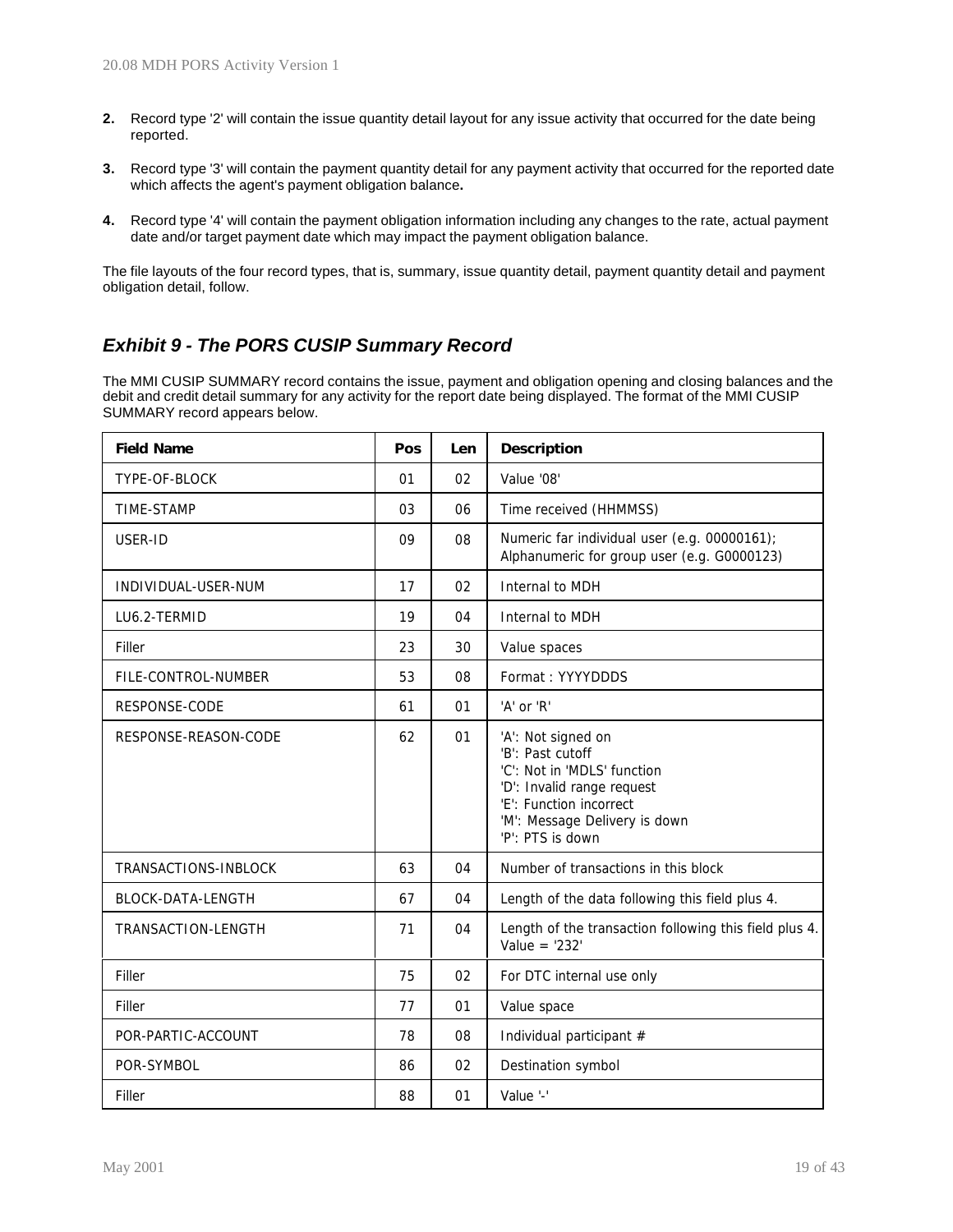2. Record type '2' will contain the issue quantity detail layout for any issue activity that occurred for the date being reported.

3. Record type '3' will contain the payment quantity detail for any payment activity that occurred for the reported date which affects the agent's payment obligation balance**.**

4. Record type '4' will contain the payment obligation information including any changes to the rate, actual payment date and/or target payment date which may impact the payment obligation balance.

The file layouts of the four record types, that is, summary, issue quantity detail, payment quantity detail and payment obligation detail, follow.

## *Exhibit 9 - The PORS CUSIP Summary Record*

The MMI CUSIP SUMMARY record contains the issue, payment and obligation opening and closing balances and the debit and credit detail summary for any activity for the report date being displayed. The format of the MMI CUSIP SUMMARY record appears below.

| Field Name | Pos | Len | Description |
|---|---|---|---|
| TYPE-OF-BLOCK | 01 | 02 | Value '08' |
| TIME-STAMP | 03 | 06 | Time received (HHMMSS) |
| USER-ID | 09 | 08 | Numeric far individual user (e.g. 00000161); Alphanumeric for group user (e.g. G0000123) |
| INDIVIDUAL-USER-NUM | 17 | 02 | Internal to MDH |
| LU6.2-TERMID | 19 | 04 | Internal to MDH |
| Filler | 23 | 30 | Value spaces |
| FILE-CONTROL-NUMBER | 53 | 08 | Format : YYYYDDDS |
| RESPONSE-CODE | 61 | 01 | 'A' or 'R' |
| RESPONSE-REASON-CODE | 62 | 01 | 'A': Not signed on<br>'B': Past cutoff<br>'C': Not in 'MDLS' function<br>'D': Invalid range request<br>'E': Function incorrect<br>'M': Message Delivery is down<br>'P': PTS is down |
| TRANSACTIONS-INBLOCK | 63 | 04 | Number of transactions in this block |
| BLOCK-DATA-LENGTH | 67 | 04 | Length of the data following this field plus 4. |
| TRANSACTION-LENGTH | 71 | 04 | Length of the transaction following this field plus 4. Value = '232' |
| Filler | 75 | 02 | For DTC internal use only |
| Filler | 77 | 01 | Value space |
| POR-PARTIC-ACCOUNT | 78 | 08 | Individual participant # |
| POR-SYMBOL | 86 | 02 | Destination symbol |
| Filler | 88 | 01 | Value '-' |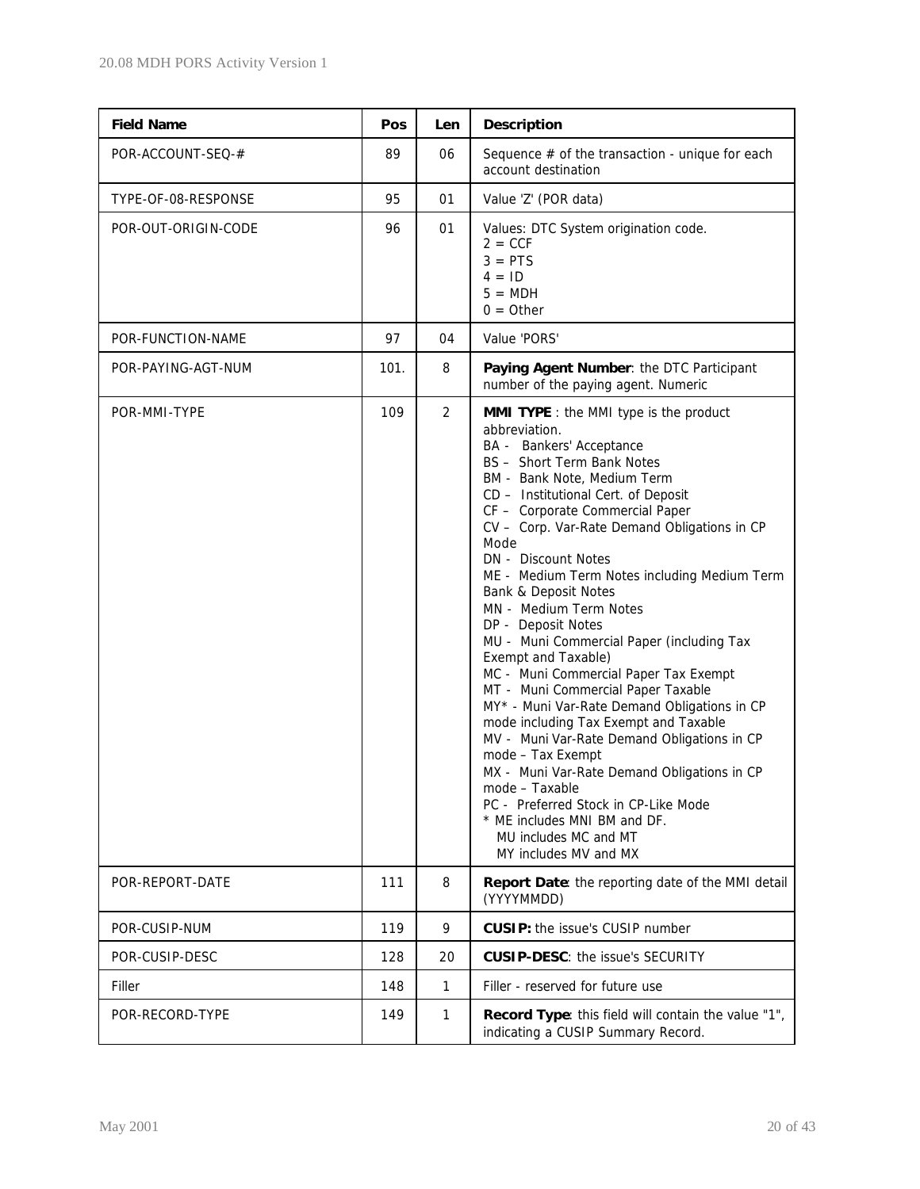| Field Name | Pos | Len | Description |
|---|---|---|---|
| POR-ACCOUNT-SEQ-# | 89 | 06 | Sequence # of the transaction - unique for each account destination |
| TYPE-OF-08-RESPONSE | 95 | 01 | Value 'Z' (POR data) |
| POR-OUT-ORIGIN-CODE | 96 | 01 | Values: DTC System origination code.<br>2 = CCF<br>3 = PTS<br>4 = ID<br>5 = MDH<br>0 = Other |
| POR-FUNCTION-NAME | 97 | 04 | Value 'PORS' |
| POR-PAYING-AGT-NUM | 101. | 8 | **Paying Agent Number**: the DTC Participant number of the paying agent. Numeric |
| POR-MMI-TYPE | 109 | 2 | **MMI TYPE** : the MMI type is the product abbreviation.<br>BA - Bankers' Acceptance<br>BS – Short Term Bank Notes<br>BM - Bank Note, Medium Term<br>CD – Institutional Cert. of Deposit<br>CF – Corporate Commercial Paper<br>CV – Corp. Var-Rate Demand Obligations in CP Mode<br>DN - Discount Notes<br>ME - Medium Term Notes including Medium Term Bank & Deposit Notes<br>MN - Medium Term Notes<br>DP - Deposit Notes<br>MU - Muni Commercial Paper (including Tax Exempt and Taxable)<br>MC - Muni Commercial Paper Tax Exempt<br>MT - Muni Commercial Paper Taxable<br>MY* - Muni Var-Rate Demand Obligations in CP mode including Tax Exempt and Taxable<br>MV - Muni Var-Rate Demand Obligations in CP mode – Tax Exempt<br>MX - Muni Var-Rate Demand Obligations in CP mode – Taxable<br>PC - Preferred Stock in CP-Like Mode<br>* ME includes MNI BM and DF.<br>MU includes MC and MT<br>MY includes MV and MX |
| POR-REPORT-DATE | 111 | 8 | **Report Date**: the reporting date of the MMI detail (YYYYMMDD) |
| POR-CUSIP-NUM | 119 | 9 | **CUSIP:** the issue's CUSIP number |
| POR-CUSIP-DESC | 128 | 20 | **CUSIP-DESC**: the issue's SECURITY |
| Filler | 148 | 1 | Filler - reserved for future use |
| POR-RECORD-TYPE | 149 | 1 | **Record Type**: this field will contain the value "1", indicating a CUSIP Summary Record. |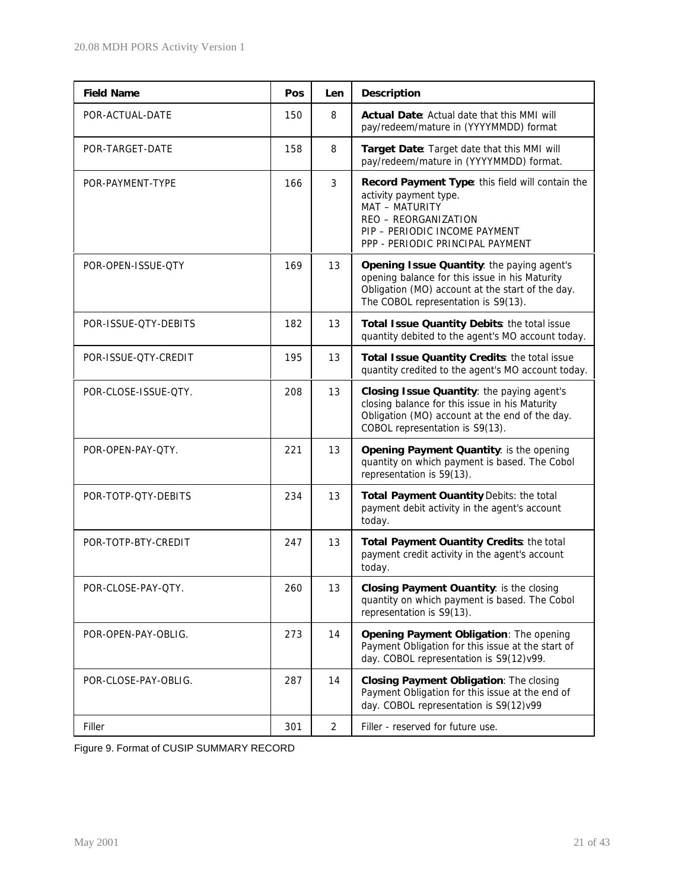| Field Name | Pos | Len | Description |
|---|---|---|---|
| POR-ACTUAL-DATE | 150 | 8 | **Actual Date**: Actual date that this MMI will pay/redeem/mature in (YYYYMMDD) format |
| POR-TARGET-DATE | 158 | 8 | **Target Date**: Target date that this MMI will pay/redeem/mature in (YYYYMMDD) format. |
| POR-PAYMENT-TYPE | 166 | 3 | **Record Payment Type**: this field will contain the activity payment type.<br>MAT – MATURITY<br>REO – REORGANIZATION<br>PIP – PERIODIC INCOME PAYMENT<br>PPP - PERIODIC PRINCIPAL PAYMENT |
| POR-OPEN-ISSUE-QTY | 169 | 13 | **Opening Issue Quantity**: the paying agent's opening balance for this issue in his Maturity Obligation (MO) account at the start of the day. The COBOL representation is S9(13). |
| POR-ISSUE-QTY-DEBITS | 182 | 13 | **Total Issue Quantity Debits**: the total issue quantity debited to the agent's MO account today. |
| POR-ISSUE-QTY-CREDIT | 195 | 13 | **Total Issue Quantity Credits**: the total issue quantity credited to the agent's MO account today. |
| POR-CLOSE-ISSUE-QTY. | 208 | 13 | **Closing Issue Quantity**: the paying agent's closing balance for this issue in his Maturity Obligation (MO) account at the end of the day. COBOL representation is S9(13). |
| POR-OPEN-PAY-QTY. | 221 | 13 | **Opening Payment Quantity**: is the opening quantity on which payment is based. The Cobol representation is 59(13). |
| POR-TOTP-QTY-DEBITS | 234 | 13 | **Total Payment Ouantity** Debits: the total payment debit activity in the agent's account today. |
| POR-TOTP-BTY-CREDIT | 247 | 13 | **Total Payment Ouantity Credits**: the total payment credit activity in the agent's account today. |
| POR-CLOSE-PAY-QTY. | 260 | 13 | **Closing Payment Ouantity**: is the closing quantity on which payment is based. The Cobol representation is S9(13). |
| POR-OPEN-PAY-OBLIG. | 273 | 14 | **Opening Payment Obligation**: The opening Payment Obligation for this issue at the start of day. COBOL representation is S9(12)v99. |
| POR-CLOSE-PAY-OBLIG. | 287 | 14 | **Closing Payment Obligation**: The closing Payment Obligation for this issue at the end of day. COBOL representation is S9(12)v99 |
| Filler | 301 | 2 | Filler - reserved for future use. |

Figure 9. Format of CUSIP SUMMARY RECORD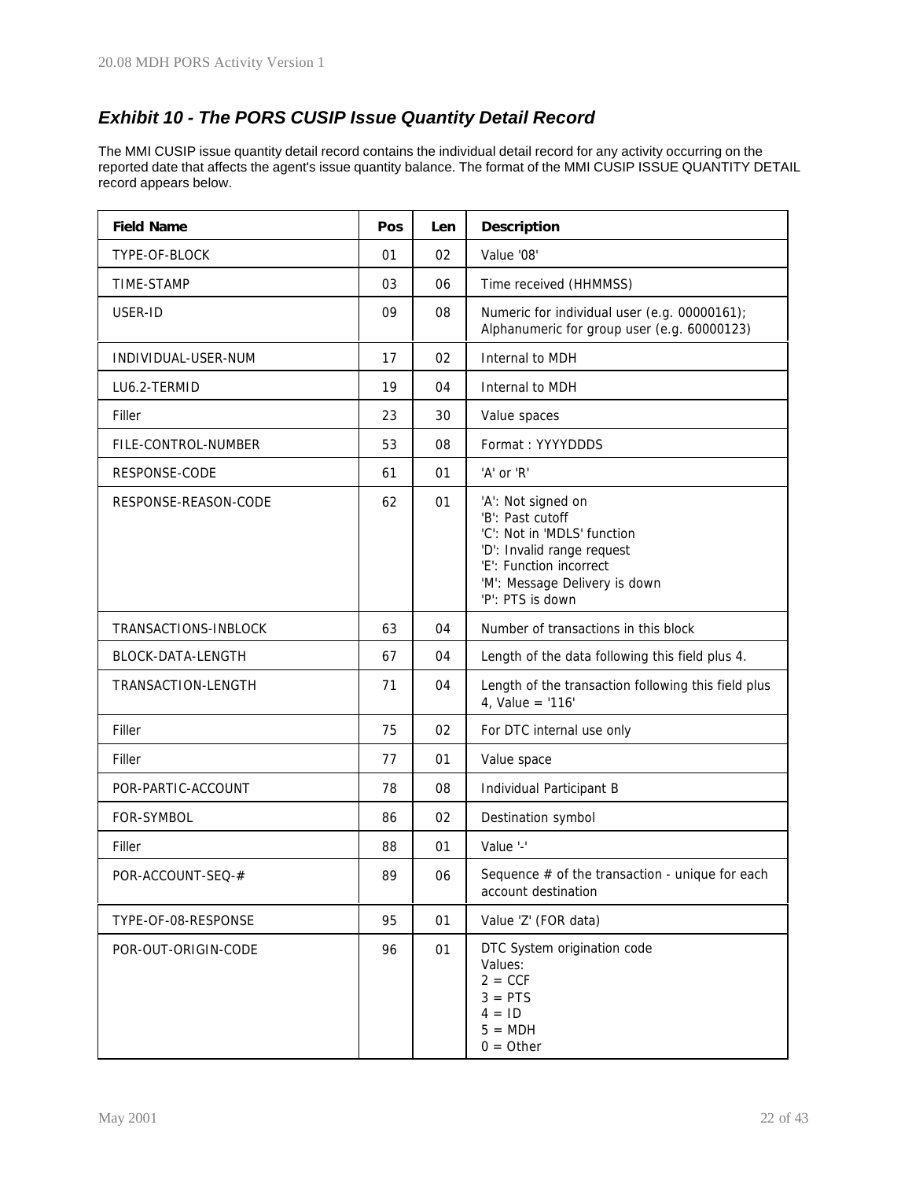## *Exhibit 10 - The PORS CUSIP Issue Quantity Detail Record*

The MMI CUSIP issue quantity detail record contains the individual detail record for any activity occurring on the reported date that affects the agent's issue quantity balance. The format of the MMI CUSIP ISSUE QUANTITY DETAIL record appears below.

| Field Name | Pos | Len | Description |
|---|---|---|---|
| TYPE-OF-BLOCK | 01 | 02 | Value '08' |
| TIME-STAMP | 03 | 06 | Time received (HHMMSS) |
| USER-ID | 09 | 08 | Numeric for individual user (e.g. 00000161); Alphanumeric for group user (e.g. 60000123) |
| INDIVIDUAL-USER-NUM | 17 | 02 | Internal to MDH |
| LU6.2-TERMID | 19 | 04 | Internal to MDH |
| Filler | 23 | 30 | Value spaces |
| FILE-CONTROL-NUMBER | 53 | 08 | Format : YYYYDDDS |
| RESPONSE-CODE | 61 | 01 | 'A' or 'R' |
| RESPONSE-REASON-CODE | 62 | 01 | 'A': Not signed on<br>'B': Past cutoff<br>'C': Not in 'MDLS' function<br>'D': Invalid range request<br>'E': Function incorrect<br>'M': Message Delivery is down<br>'P': PTS is down |
| TRANSACTIONS-INBLOCK | 63 | 04 | Number of transactions in this block |
| BLOCK-DATA-LENGTH | 67 | 04 | Length of the data following this field plus 4. |
| TRANSACTION-LENGTH | 71 | 04 | Length of the transaction following this field plus 4, Value = '116' |
| Filler | 75 | 02 | For DTC internal use only |
| Filler | 77 | 01 | Value space |
| POR-PARTIC-ACCOUNT | 78 | 08 | Individual Participant B |
| FOR-SYMBOL | 86 | 02 | Destination symbol |
| Filler | 88 | 01 | Value '-' |
| POR-ACCOUNT-SEQ-# | 89 | 06 | Sequence # of the transaction - unique for each account destination |
| TYPE-OF-08-RESPONSE | 95 | 01 | Value 'Z' (FOR data) |
| POR-OUT-ORIGIN-CODE | 96 | 01 | DTC System origination code<br>Values:<br>2 = CCF<br>3 = PTS<br>4 = ID<br>5 = MDH<br>0 = Other |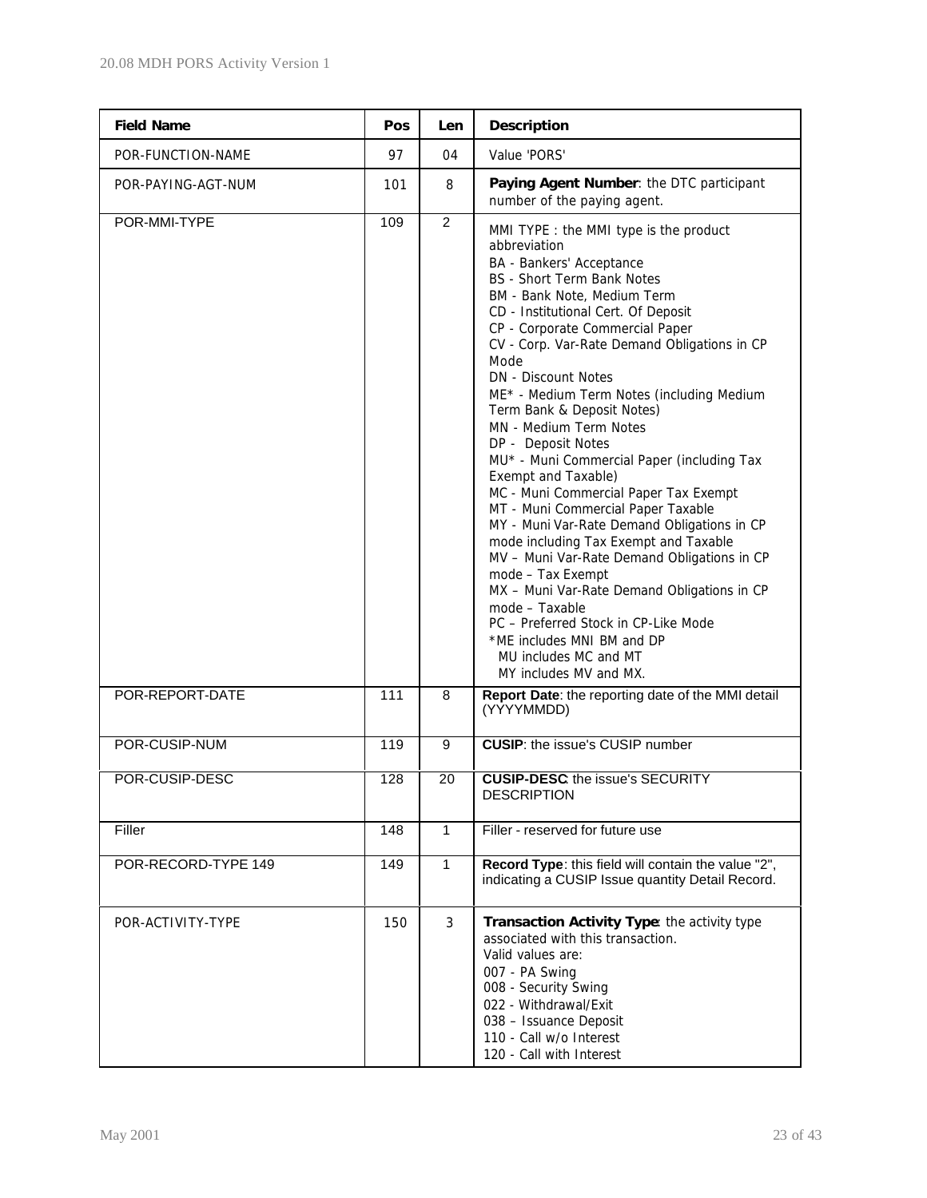| Field Name | Pos | Len | Description |
|---|---|---|---|
| POR-FUNCTION-NAME | 97 | 04 | Value 'PORS' |
| POR-PAYING-AGT-NUM | 101 | 8 | **Paying Agent Number**: the DTC participant number of the paying agent. |
| POR-MMI-TYPE | 109 | 2 | MMI TYPE : the MMI type is the product abbreviation<br>BA - Bankers' Acceptance<br>BS - Short Term Bank Notes<br>BM - Bank Note, Medium Term<br>CD - Institutional Cert. Of Deposit<br>CP - Corporate Commercial Paper<br>CV - Corp. Var-Rate Demand Obligations in CP Mode<br>DN - Discount Notes<br>ME* - Medium Term Notes (including Medium Term Bank & Deposit Notes)<br>MN - Medium Term Notes<br>DP - Deposit Notes<br>MU* - Muni Commercial Paper (including Tax Exempt and Taxable)<br>MC - Muni Commercial Paper Tax Exempt<br>MT - Muni Commercial Paper Taxable<br>MY - Muni Var-Rate Demand Obligations in CP mode including Tax Exempt and Taxable<br>MV – Muni Var-Rate Demand Obligations in CP mode – Tax Exempt<br>MX – Muni Var-Rate Demand Obligations in CP mode – Taxable<br>PC – Preferred Stock in CP-Like Mode<br>*ME includes MNI BM and DP<br>MU includes MC and MT<br>MY includes MV and MX. |
| POR-REPORT-DATE | 111 | 8 | **Report Date**: the reporting date of the MMI detail (YYYYMMDD) |
| POR-CUSIP-NUM | 119 | 9 | **CUSIP**: the issue's CUSIP number |
| POR-CUSIP-DESC | 128 | 20 | **CUSIP-DESC**: the issue's SECURITY DESCRIPTION |
| Filler | 148 | 1 | Filler - reserved for future use |
| POR-RECORD-TYPE 149 | 149 | 1 | **Record Type**: this field will contain the value "2", indicating a CUSIP Issue quantity Detail Record. |
| POR-ACTIVITY-TYPE | 150 | 3 | **Transaction Activity Type**: the activity type associated with this transaction.<br>Valid values are:<br>007 - PA Swing<br>008 - Security Swing<br>022 - Withdrawal/Exit<br>038 – Issuance Deposit<br>110 - Call w/o Interest<br>120 - Call with Interest |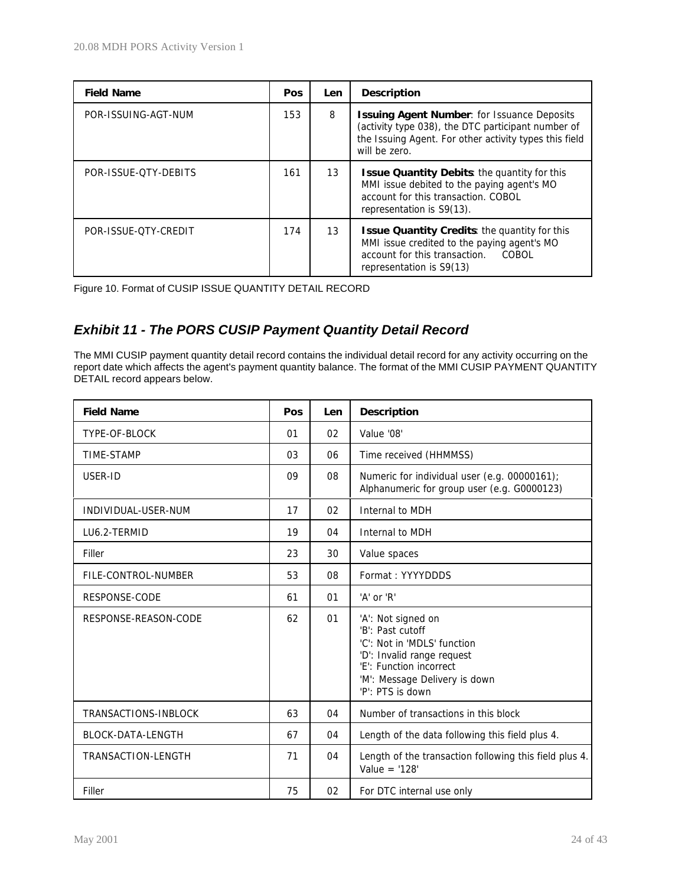| Field Name | Pos | Len | Description |
|---|---|---|---|
| POR-ISSUING-AGT-NUM | 153 | 8 | **Issuing Agent Number**: for Issuance Deposits (activity type 038), the DTC participant number of the Issuing Agent. For other activity types this field will be zero. |
| POR-ISSUE-QTY-DEBITS | 161 | 13 | **Issue Quantity Debits**: the quantity for this MMI issue debited to the paying agent's MO account for this transaction. COBOL representation is S9(13). |
| POR-ISSUE-QTY-CREDIT | 174 | 13 | **Issue Quantity Credits**: the quantity for this MMI issue credited to the paying agent's MO account for this transaction. COBOL representation is S9(13) |

Figure 10. Format of CUSIP ISSUE QUANTITY DETAIL RECORD

## *Exhibit 11 - The PORS CUSIP Payment Quantity Detail Record*

The MMI CUSIP payment quantity detail record contains the individual detail record for any activity occurring on the report date which affects the agent's payment quantity balance. The format of the MMI CUSIP PAYMENT QUANTITY DETAIL record appears below.

| Field Name | Pos | Len | Description |
|---|---|---|---|
| TYPE-OF-BLOCK | 01 | 02 | Value '08' |
| TIME-STAMP | 03 | 06 | Time received (HHMMSS) |
| USER-ID | 09 | 08 | Numeric for individual user (e.g. 00000161); Alphanumeric for group user (e.g. G0000123) |
| INDIVIDUAL-USER-NUM | 17 | 02 | Internal to MDH |
| LU6.2-TERMID | 19 | 04 | Internal to MDH |
| Filler | 23 | 30 | Value spaces |
| FILE-CONTROL-NUMBER | 53 | 08 | Format : YYYYDDDS |
| RESPONSE-CODE | 61 | 01 | 'A' or 'R' |
| RESPONSE-REASON-CODE | 62 | 01 | 'A': Not signed on<br>'B': Past cutoff<br>'C': Not in 'MDLS' function<br>'D': Invalid range request<br>'E': Function incorrect<br>'M': Message Delivery is down<br>'P': PTS is down |
| TRANSACTIONS-INBLOCK | 63 | 04 | Number of transactions in this block |
| BLOCK-DATA-LENGTH | 67 | 04 | Length of the data following this field plus 4. |
| TRANSACTION-LENGTH | 71 | 04 | Length of the transaction following this field plus 4. Value = '128' |
| Filler | 75 | 02 | For DTC internal use only |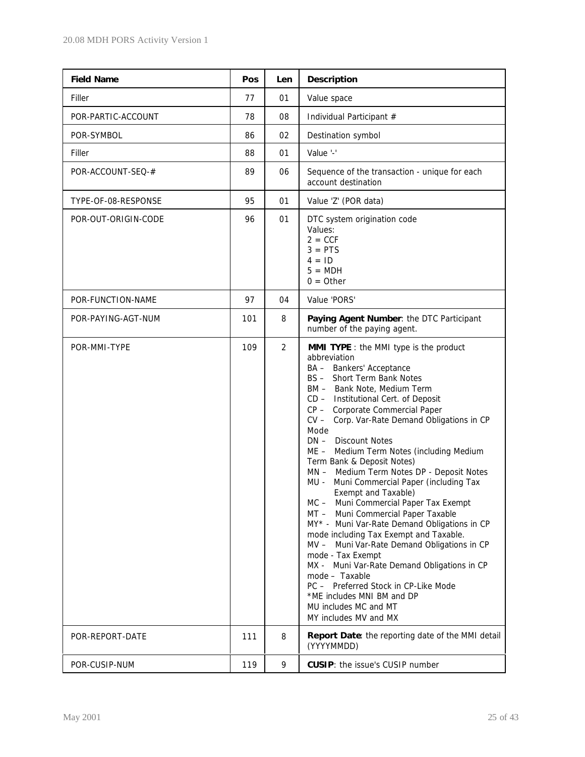| Field Name | Pos | Len | Description |
|---|---|---|---|
| Filler | 77 | 01 | Value space |
| POR-PARTIC-ACCOUNT | 78 | 08 | Individual Participant # |
| POR-SYMBOL | 86 | 02 | Destination symbol |
| Filler | 88 | 01 | Value '-' |
| POR-ACCOUNT-SEQ-# | 89 | 06 | Sequence of the transaction - unique for each account destination |
| TYPE-OF-08-RESPONSE | 95 | 01 | Value 'Z' (POR data) |
| POR-OUT-ORIGIN-CODE | 96 | 01 | DTC system origination code<br>Values:<br>2 = CCF<br>3 = PTS<br>4 = ID<br>5 = MDH<br>0 = Other |
| POR-FUNCTION-NAME | 97 | 04 | Value 'PORS' |
| POR-PAYING-AGT-NUM | 101 | 8 | **Paying Agent Number**: the DTC Participant number of the paying agent. |
| POR-MMI-TYPE | 109 | 2 | **MMI TYPE** : the MMI type is the product abbreviation<br>BA – Bankers' Acceptance<br>BS – Short Term Bank Notes<br>BM – Bank Note, Medium Term<br>CD – Institutional Cert. of Deposit<br>CP – Corporate Commercial Paper<br>CV – Corp. Var-Rate Demand Obligations in CP Mode<br>DN – Discount Notes<br>ME – Medium Term Notes (including Medium Term Bank & Deposit Notes)<br>MN – Medium Term Notes DP - Deposit Notes<br>MU - Muni Commercial Paper (including Tax Exempt and Taxable)<br>MC – Muni Commercial Paper Tax Exempt<br>MT – Muni Commercial Paper Taxable<br>MY* - Muni Var-Rate Demand Obligations in CP mode including Tax Exempt and Taxable.<br>MV – Muni Var-Rate Demand Obligations in CP mode - Tax Exempt<br>MX - Muni Var-Rate Demand Obligations in CP mode – Taxable<br>PC – Preferred Stock in CP-Like Mode<br>*ME includes MNI BM and DP<br>MU includes MC and MT<br>MY includes MV and MX |
| POR-REPORT-DATE | 111 | 8 | **Report Date**: the reporting date of the MMI detail (YYYYMMDD) |
| POR-CUSIP-NUM | 119 | 9 | **CUSIP**: the issue's CUSIP number |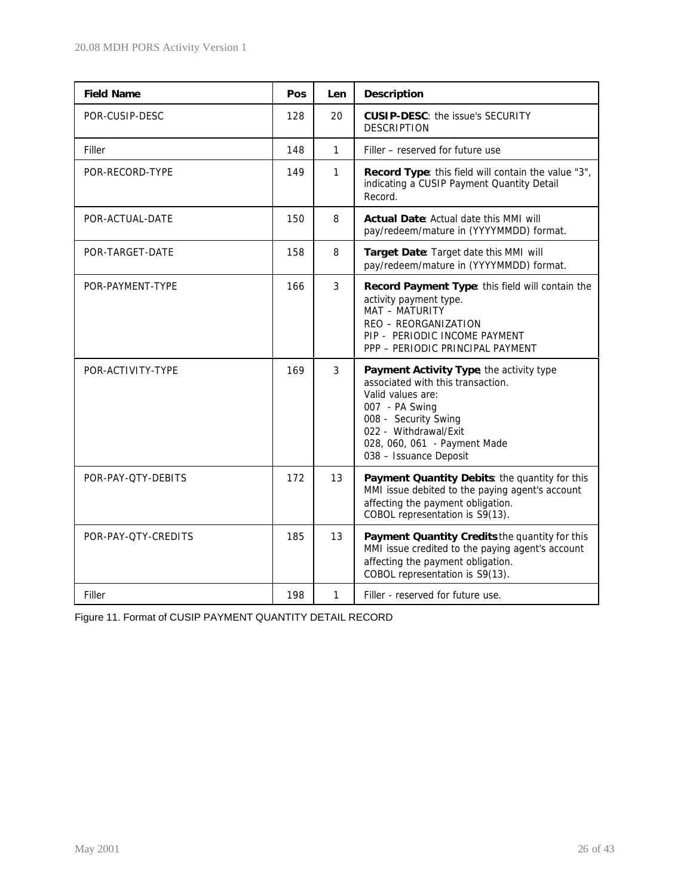| Field Name | Pos | Len | Description |
|---|---|---|---|
| POR-CUSIP-DESC | 128 | 20 | **CUSIP-DESC**: the issue's SECURITY DESCRIPTION |
| Filler | 148 | 1 | Filler – reserved for future use |
| POR-RECORD-TYPE | 149 | 1 | **Record Type**: this field will contain the value "3", indicating a CUSIP Payment Quantity Detail Record. |
| POR-ACTUAL-DATE | 150 | 8 | **Actual Date**: Actual date this MMI will pay/redeem/mature in (YYYYMMDD) format. |
| POR-TARGET-DATE | 158 | 8 | **Target Date**: Target date this MMI will pay/redeem/mature in (YYYYMMDD) format. |
| POR-PAYMENT-TYPE | 166 | 3 | **Record Payment Type**: this field will contain the activity payment type.<br>MAT – MATURITY<br>REO – REORGANIZATION<br>PIP - PERIODIC INCOME PAYMENT<br>PPP – PERIODIC PRINCIPAL PAYMENT |
| POR-ACTIVITY-TYPE | 169 | 3 | **Payment Activity Type**, the activity type associated with this transaction.<br>Valid values are:<br>007 - PA Swing<br>008 - Security Swing<br>022 - Withdrawal/Exit<br>028, 060, 061 - Payment Made<br>038 – Issuance Deposit |
| POR-PAY-QTY-DEBITS | 172 | 13 | **Payment Quantity Debits**: the quantity for this MMI issue debited to the paying agent's account affecting the payment obligation.<br>COBOL representation is S9(13). |
| POR-PAY-QTY-CREDITS | 185 | 13 | **Payment Quantity Credits** the quantity for this MMI issue credited to the paying agent's account affecting the payment obligation.<br>COBOL representation is S9(13). |
| Filler | 198 | 1 | Filler - reserved for future use. |

Figure 11. Format of CUSIP PAYMENT QUANTITY DETAIL RECORD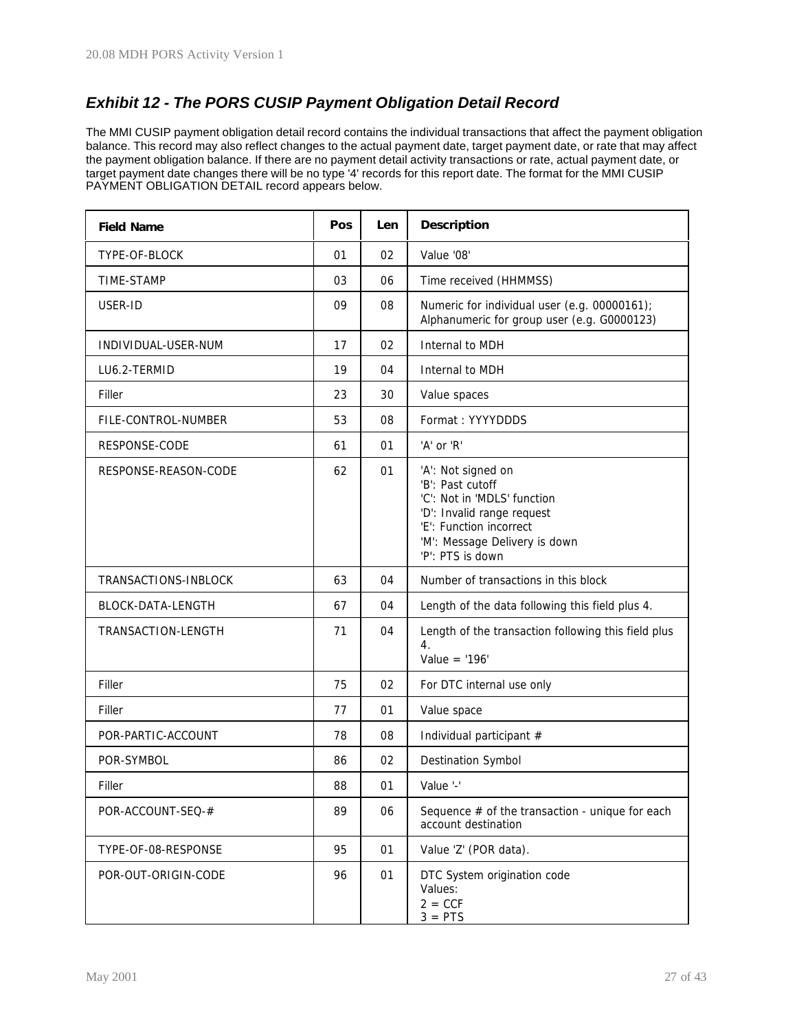## *Exhibit 12 - The PORS CUSIP Payment Obligation Detail Record*

The MMI CUSIP payment obligation detail record contains the individual transactions that affect the payment obligation balance. This record may also reflect changes to the actual payment date, target payment date, or rate that may affect the payment obligation balance. If there are no payment detail activity transactions or rate, actual payment date, or target payment date changes there will be no type '4' records for this report date. The format for the MMI CUSIP PAYMENT OBLIGATION DETAIL record appears below.

| Field Name | Pos | Len | Description |
|---|---|---|---|
| TYPE-OF-BLOCK | 01 | 02 | Value '08' |
| TIME-STAMP | 03 | 06 | Time received (HHMMSS) |
| USER-ID | 09 | 08 | Numeric for individual user (e.g. 00000161); Alphanumeric for group user (e.g. G0000123) |
| INDIVIDUAL-USER-NUM | 17 | 02 | Internal to MDH |
| LU6.2-TERMID | 19 | 04 | Internal to MDH |
| Filler | 23 | 30 | Value spaces |
| FILE-CONTROL-NUMBER | 53 | 08 | Format : YYYYDDDS |
| RESPONSE-CODE | 61 | 01 | 'A' or 'R' |
| RESPONSE-REASON-CODE | 62 | 01 | 'A': Not signed on<br>'B': Past cutoff<br>'C': Not in 'MDLS' function<br>'D': Invalid range request<br>'E': Function incorrect<br>'M': Message Delivery is down<br>'P': PTS is down |
| TRANSACTIONS-INBLOCK | 63 | 04 | Number of transactions in this block |
| BLOCK-DATA-LENGTH | 67 | 04 | Length of the data following this field plus 4. |
| TRANSACTION-LENGTH | 71 | 04 | Length of the transaction following this field plus 4.<br>Value = '196' |
| Filler | 75 | 02 | For DTC internal use only |
| Filler | 77 | 01 | Value space |
| POR-PARTIC-ACCOUNT | 78 | 08 | Individual participant # |
| POR-SYMBOL | 86 | 02 | Destination Symbol |
| Filler | 88 | 01 | Value '-' |
| POR-ACCOUNT-SEQ-# | 89 | 06 | Sequence # of the transaction - unique for each account destination |
| TYPE-OF-08-RESPONSE | 95 | 01 | Value 'Z' (POR data). |
| POR-OUT-ORIGIN-CODE | 96 | 01 | DTC System origination code<br>Values:<br>2 = CCF<br>3 = PTS |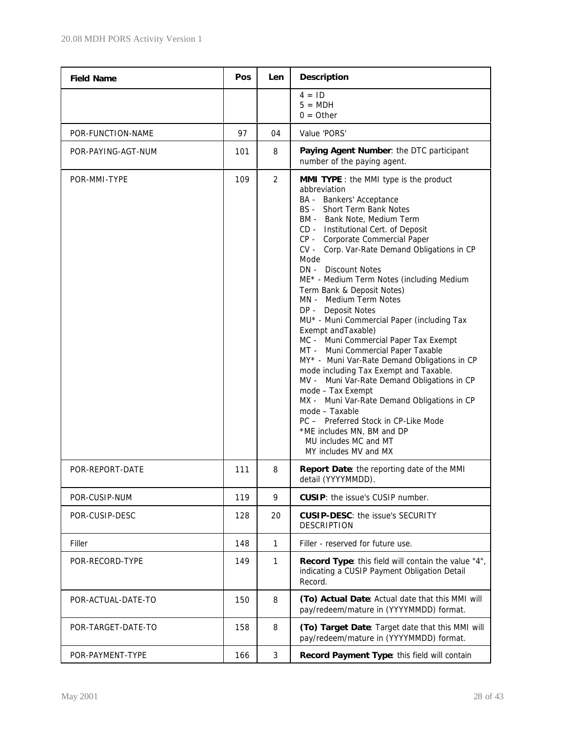| Field Name | Pos | Len | Description |
|---|---|---|---|
| | | | 4 = ID<br>5 = MDH<br>0 = Other |
| POR-FUNCTION-NAME | 97 | 04 | Value 'PORS' |
| POR-PAYING-AGT-NUM | 101 | 8 | **Paying Agent Number**: the DTC participant number of the paying agent. |
| POR-MMI-TYPE | 109 | 2 | **MMI TYPE** : the MMI type is the product abbreviation<br>BA - Bankers' Acceptance<br>BS - Short Term Bank Notes<br>BM - Bank Note, Medium Term<br>CD - Institutional Cert. of Deposit<br>CP - Corporate Commercial Paper<br>CV - Corp. Var-Rate Demand Obligations in CP Mode<br>DN - Discount Notes<br>ME* - Medium Term Notes (including Medium Term Bank & Deposit Notes)<br>MN - Medium Term Notes<br>DP - Deposit Notes<br>MU* - Muni Commercial Paper (including Tax Exempt andTaxable)<br>MC - Muni Commercial Paper Tax Exempt<br>MT - Muni Commercial Paper Taxable<br>MY* - Muni Var-Rate Demand Obligations in CP mode including Tax Exempt and Taxable.<br>MV - Muni Var-Rate Demand Obligations in CP mode – Tax Exempt<br>MX - Muni Var-Rate Demand Obligations in CP mode – Taxable<br>PC – Preferred Stock in CP-Like Mode<br>*ME includes MN, BM and DP<br>MU includes MC and MT<br>MY includes MV and MX |
| POR-REPORT-DATE | 111 | 8 | **Report Date**: the reporting date of the MMI detail (YYYYMMDD). |
| POR-CUSIP-NUM | 119 | 9 | **CUSIP**: the issue's CUSIP number. |
| POR-CUSIP-DESC | 128 | 20 | **CUSIP-DESC**: the issue's SECURITY DESCRIPTION |
| Filler | 148 | 1 | Filler - reserved for future use. |
| POR-RECORD-TYPE | 149 | 1 | **Record Type**: this field will contain the value "4", indicating a CUSIP Payment Obligation Detail Record. |
| POR-ACTUAL-DATE-TO | 150 | 8 | **(To) Actual Date**: Actual date that this MMI will pay/redeem/mature in (YYYYMMDD) format. |
| POR-TARGET-DATE-TO | 158 | 8 | **(To) Target Date**: Target date that this MMI will pay/redeem/mature in (YYYYMMDD) format. |
| POR-PAYMENT-TYPE | 166 | 3 | **Record Payment Type**: this field will contain |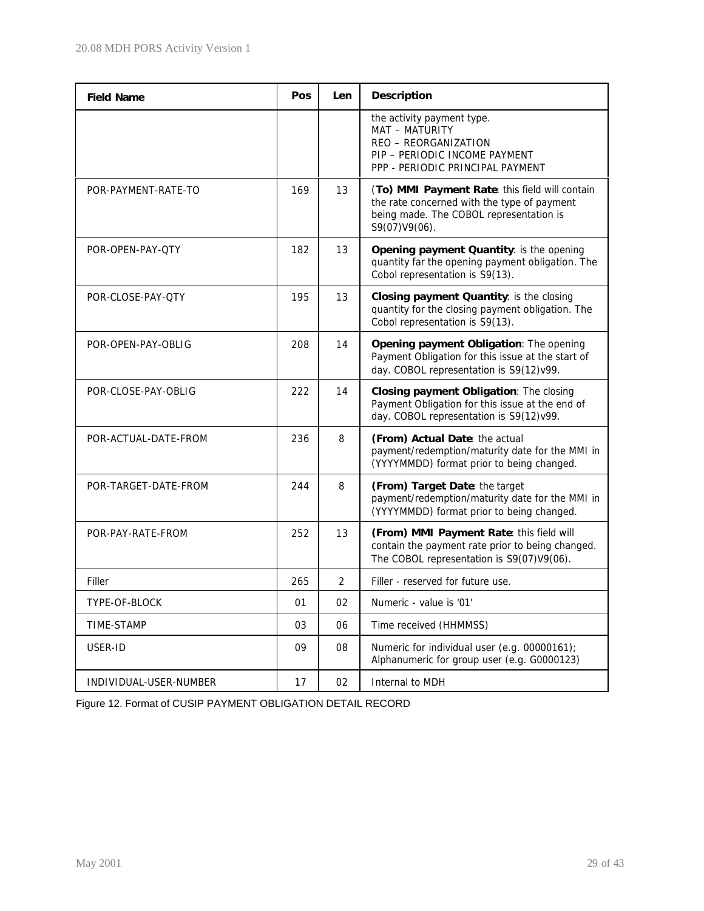| Field Name | Pos | Len | Description |
|---|---|---|---|
| | | | the activity payment type.<br>MAT – MATURITY<br>REO – REORGANIZATION<br>PIP – PERIODIC INCOME PAYMENT<br>PPP - PERIODIC PRINCIPAL PAYMENT |
| POR-PAYMENT-RATE-TO | 169 | 13 | (**To) MMI Payment Rate**: this field will contain the rate concerned with the type of payment being made. The COBOL representation is S9(07)V9(06). |
| POR-OPEN-PAY-QTY | 182 | 13 | **Opening payment Quantity**: is the opening quantity far the opening payment obligation. The Cobol representation is S9(13). |
| POR-CLOSE-PAY-QTY | 195 | 13 | **Closing payment Quantity**: is the closing quantity for the closing payment obligation. The Cobol representation is S9(13). |
| POR-OPEN-PAY-OBLIG | 208 | 14 | **Opening payment Obligation**: The opening Payment Obligation for this issue at the start of day. COBOL representation is S9(12)v99. |
| POR-CLOSE-PAY-OBLIG | 222 | 14 | **Closing payment Obligation**: The closing Payment Obligation for this issue at the end of day. COBOL representation is S9(12)v99. |
| POR-ACTUAL-DATE-FROM | 236 | 8 | **(From) Actual Date**: the actual payment/redemption/maturity date for the MMI in (YYYYMMDD) format prior to being changed. |
| POR-TARGET-DATE-FROM | 244 | 8 | **(From) Target Date**: the target payment/redemption/maturity date for the MMI in (YYYYMMDD) format prior to being changed. |
| POR-PAY-RATE-FROM | 252 | 13 | **(From) MMI Payment Rate**: this field will contain the payment rate prior to being changed. The COBOL representation is S9(07)V9(06). |
| Filler | 265 | 2 | Filler - reserved for future use. |
| TYPE-OF-BLOCK | 01 | 02 | Numeric - value is '01' |
| TIME-STAMP | 03 | 06 | Time received (HHMMSS) |
| USER-ID | 09 | 08 | Numeric for individual user (e.g. 00000161); Alphanumeric for group user (e.g. G0000123) |
| INDIVIDUAL-USER-NUMBER | 17 | 02 | Internal to MDH |

Figure 12. Format of CUSIP PAYMENT OBLIGATION DETAIL RECORD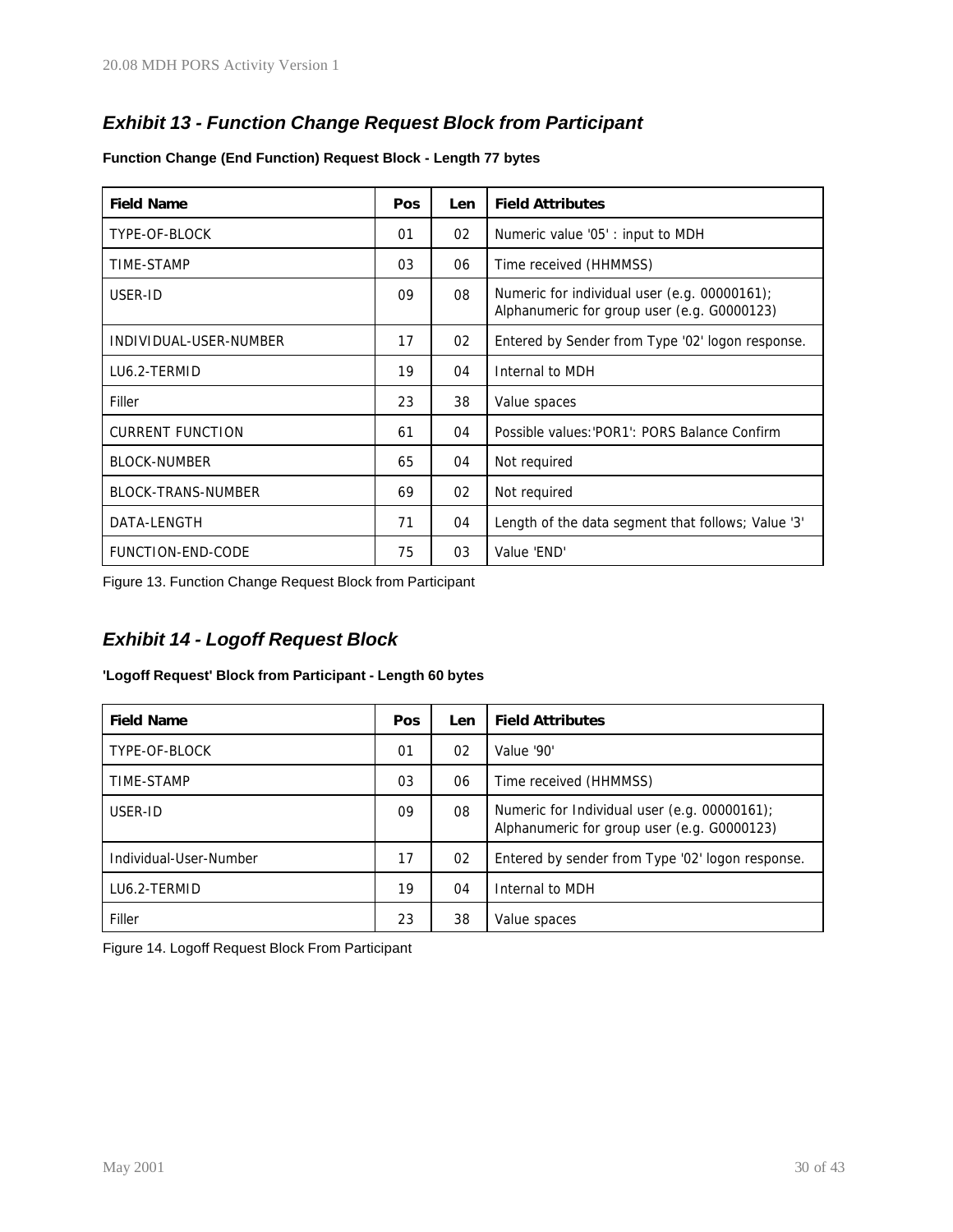## *Exhibit 13 - Function Change Request Block from Participant*

**Function Change (End Function) Request Block - Length 77 bytes**

| Field Name | Pos | Len | Field Attributes |
|---|---|---|---|
| TYPE-OF-BLOCK | 01 | 02 | Numeric value '05' : input to MDH |
| TIME-STAMP | 03 | 06 | Time received (HHMMSS) |
| USER-ID | 09 | 08 | Numeric for individual user (e.g. 00000161); Alphanumeric for group user (e.g. G0000123) |
| INDIVIDUAL-USER-NUMBER | 17 | 02 | Entered by Sender from Type '02' logon response. |
| LU6.2-TERMID | 19 | 04 | Internal to MDH |
| Filler | 23 | 38 | Value spaces |
| CURRENT FUNCTION | 61 | 04 | Possible values:'POR1': PORS Balance Confirm |
| BLOCK-NUMBER | 65 | 04 | Not required |
| BLOCK-TRANS-NUMBER | 69 | 02 | Not required |
| DATA-LENGTH | 71 | 04 | Length of the data segment that follows; Value '3' |
| FUNCTION-END-CODE | 75 | 03 | Value 'END' |

Figure 13. Function Change Request Block from Participant

## *Exhibit 14 - Logoff Request Block*

**'Logoff Request' Block from Participant - Length 60 bytes**

| Field Name | Pos | Len | Field Attributes |
|---|---|---|---|
| TYPE-OF-BLOCK | 01 | 02 | Value '90' |
| TIME-STAMP | 03 | 06 | Time received (HHMMSS) |
| USER-ID | 09 | 08 | Numeric for Individual user (e.g. 00000161); Alphanumeric for group user (e.g. G0000123) |
| Individual-User-Number | 17 | 02 | Entered by sender from Type '02' logon response. |
| LU6.2-TERMID | 19 | 04 | Internal to MDH |
| Filler | 23 | 38 | Value spaces |

Figure 14. Logoff Request Block From Participant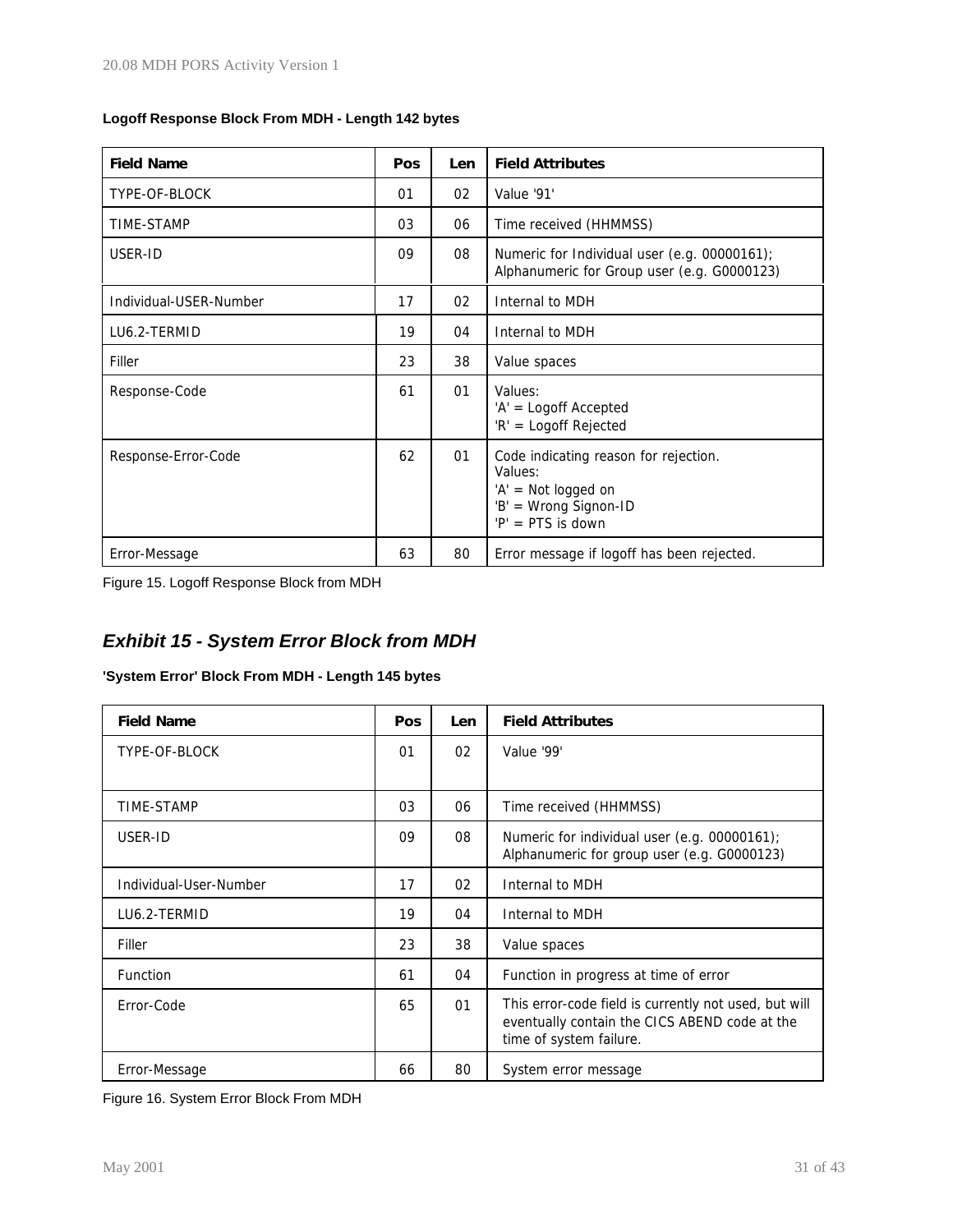**Logoff Response Block From MDH - Length 142 bytes**

| Field Name | Pos | Len | Field Attributes |
|---|---|---|---|
| TYPE-OF-BLOCK | 01 | 02 | Value '91' |
| TIME-STAMP | 03 | 06 | Time received (HHMMSS) |
| USER-ID | 09 | 08 | Numeric for Individual user (e.g. 00000161); Alphanumeric for Group user (e.g. G0000123) |
| Individual-USER-Number | 17 | 02 | Internal to MDH |
| LU6.2-TERMID | 19 | 04 | Internal to MDH |
| Filler | 23 | 38 | Value spaces |
| Response-Code | 61 | 01 | Values:<br>'A' = Logoff Accepted<br>'R' = Logoff Rejected |
| Response-Error-Code | 62 | 01 | Code indicating reason for rejection.<br>Values:<br>'A' = Not logged on<br>'B' = Wrong Signon-ID<br>'P' = PTS is down |
| Error-Message | 63 | 80 | Error message if logoff has been rejected. |

Figure 15. Logoff Response Block from MDH

## *Exhibit 15 - System Error Block from MDH*

**'System Error' Block From MDH - Length 145 bytes**

| Field Name | Pos | Len | Field Attributes |
|---|---|---|---|
| TYPE-OF-BLOCK | 01 | 02 | Value '99' |
| TIME-STAMP | 03 | 06 | Time received (HHMMSS) |
| USER-ID | 09 | 08 | Numeric for individual user (e.g. 00000161); Alphanumeric for group user (e.g. G0000123) |
| Individual-User-Number | 17 | 02 | Internal to MDH |
| LU6.2-TERMID | 19 | 04 | Internal to MDH |
| Filler | 23 | 38 | Value spaces |
| Function | 61 | 04 | Function in progress at time of error |
| Error-Code | 65 | 01 | This error-code field is currently not used, but will eventually contain the CICS ABEND code at the time of system failure. |
| Error-Message | 66 | 80 | System error message |

Figure 16. System Error Block From MDH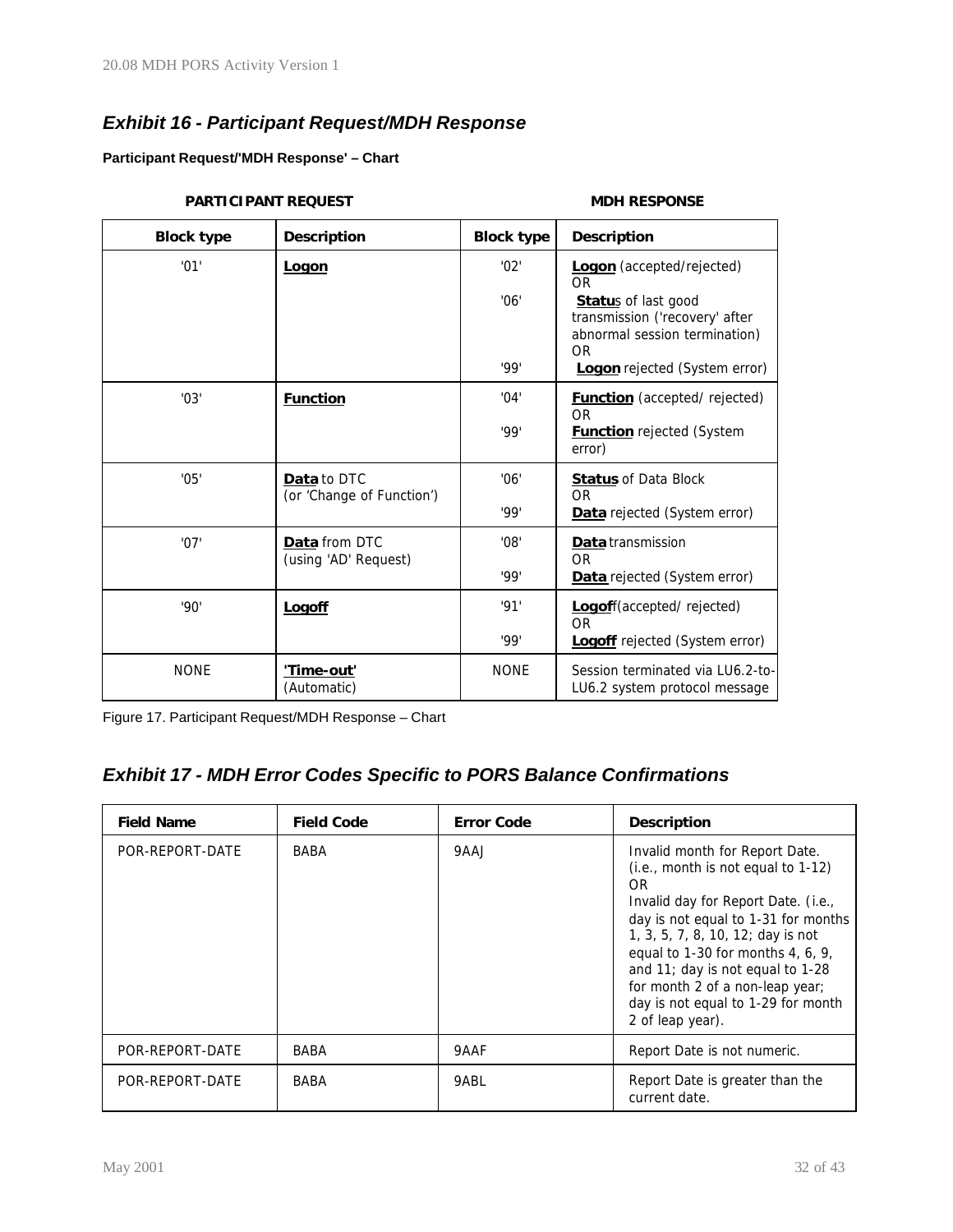## *Exhibit 16 - Participant Request/MDH Response*

**Participant Request/'MDH Response' – Chart**

| PARTICIPANT REQUEST | | MDH RESPONSE | |
|---|---|---|---|
| **Block type** | **Description** | **Block type** | **Description** |
| '01' | **Logon** | '02'<br><br>'06'<br><br>'99' | **Logon** (accepted/rejected)<br>OR<br>**Status** of last good transmission ('recovery' after abnormal session termination)<br>OR<br>**Logon** rejected (System error) |
| '03' | **Function** | '04'<br><br>'99' | **Function** (accepted/ rejected)<br>OR<br>**Function** rejected (System error) |
| '05' | **Data** to DTC<br>(or 'Change of Function') | '06'<br><br>'99' | **Status** of Data Block<br>OR<br>**Data** rejected (System error) |
| '07' | **Data** from DTC<br>(using 'AD' Request) | '08'<br><br>'99' | **Data** transmission<br>OR<br>**Data** rejected (System error) |
| '90' | **Logoff** | '91'<br><br>'99' | **Logoff**(accepted/ rejected)<br>OR<br>**Logoff** rejected (System error) |
| NONE | **'Time-out'**<br>(Automatic) | NONE | Session terminated via LU6.2-to-LU6.2 system protocol message |

Figure 17. Participant Request/MDH Response – Chart

## *Exhibit 17 - MDH Error Codes Specific to PORS Balance Confirmations*

| Field Name | Field Code | Error Code | Description |
|---|---|---|---|
| POR-REPORT-DATE | BABA | 9AAJ | Invalid month for Report Date. (i.e., month is not equal to 1-12)<br>OR<br>Invalid day for Report Date. (i.e., day is not equal to 1-31 for months 1, 3, 5, 7, 8, 10, 12; day is not equal to 1-30 for months 4, 6, 9, and 11; day is not equal to 1-28 for month 2 of a non-leap year; day is not equal to 1-29 for month 2 of leap year). |
| POR-REPORT-DATE | BABA | 9AAF | Report Date is not numeric. |
| POR-REPORT-DATE | BABA | 9ABL | Report Date is greater than the current date. |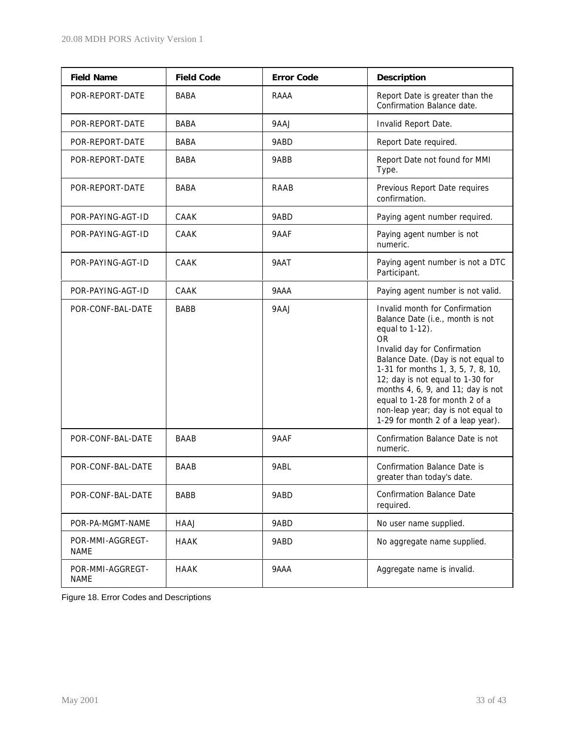| Field Name | Field Code | Error Code | Description |
|---|---|---|---|
| POR-REPORT-DATE | BABA | RAAA | Report Date is greater than the Confirmation Balance date. |
| POR-REPORT-DATE | BABA | 9AAJ | Invalid Report Date. |
| POR-REPORT-DATE | BABA | 9ABD | Report Date required. |
| POR-REPORT-DATE | BABA | 9ABB | Report Date not found for MMI Type. |
| POR-REPORT-DATE | BABA | RAAB | Previous Report Date requires confirmation. |
| POR-PAYING-AGT-ID | CAAK | 9ABD | Paying agent number required. |
| POR-PAYING-AGT-ID | CAAK | 9AAF | Paying agent number is not numeric. |
| POR-PAYING-AGT-ID | CAAK | 9AAT | Paying agent number is not a DTC Participant. |
| POR-PAYING-AGT-ID | CAAK | 9AAA | Paying agent number is not valid. |
| POR-CONF-BAL-DATE | BABB | 9AAJ | Invalid month for Confirmation Balance Date (i.e., month is not equal to 1-12). OR Invalid day for Confirmation Balance Date. (Day is not equal to 1-31 for months 1, 3, 5, 7, 8, 10, 12; day is not equal to 1-30 for months 4, 6, 9, and 11; day is not equal to 1-28 for month 2 of a non-leap year; day is not equal to 1-29 for month 2 of a leap year). |
| POR-CONF-BAL-DATE | BAAB | 9AAF | Confirmation Balance Date is not numeric. |
| POR-CONF-BAL-DATE | BAAB | 9ABL | Confirmation Balance Date is greater than today's date. |
| POR-CONF-BAL-DATE | BABB | 9ABD | Confirmation Balance Date required. |
| POR-PA-MGMT-NAME | HAAJ | 9ABD | No user name supplied. |
| POR-MMI-AGGREGT-NAME | HAAK | 9ABD | No aggregate name supplied. |
| POR-MMI-AGGREGT-NAME | HAAK | 9AAA | Aggregate name is invalid. |

Figure 18. Error Codes and Descriptions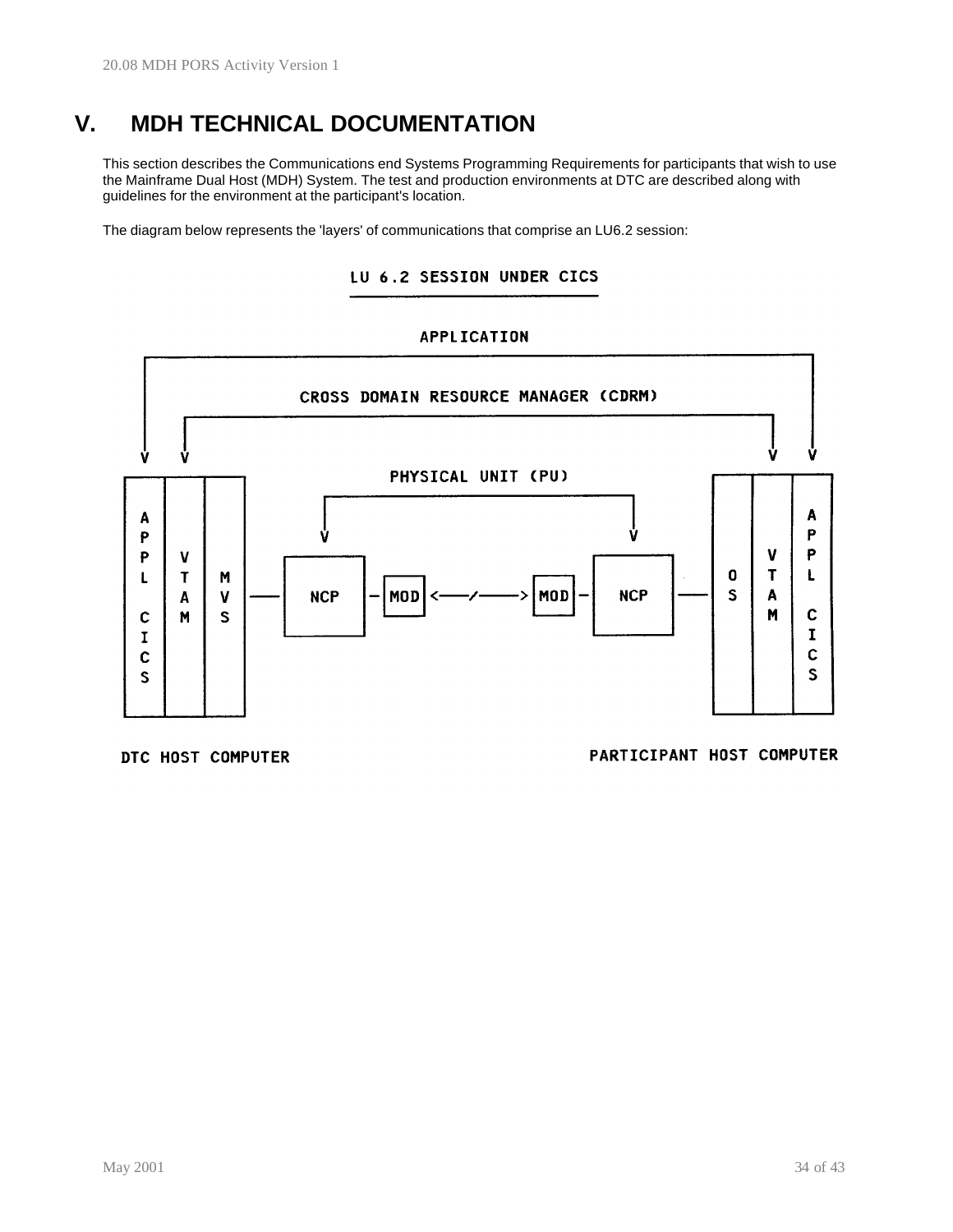# V. MDH TECHNICAL DOCUMENTATION

This section describes the Communications end Systems Programming Requirements for participants that wish to use the Mainframe Dual Host (MDH) System. The test and production environments at DTC are described along with guidelines for the environment at the participant's location.

The diagram below represents the 'layers' of communications that comprise an LU6.2 session:

**LU 6.2 SESSION UNDER CICS**

```
                                APPLICATION
  +-----------------------------------------------------------------------+
  |                 CROSS DOMAIN RESOURCE MANAGER (CDRM)                  |
  |   +---------------------------------------------------------------+   |
  V   V                                                               V   V
                              PHYSICAL UNIT (PU)
+---+---+---+             +-------------------------+             +---+---+---+
| A |   |   |             V                         V             |   |   | A |
| P | V |   |                                                     |   | V | P |
| P | T | M |  ---     [ NCP ] -[MOD]<---/--->[MOD]- [ NCP ]  --- | O | T | P |
| L | A | V |                                                     | S | A | L |
|   | M | S |                                                     |   | M |   |
| C |   |   |                                                     |   |   | C |
| I |   |   |                                                     |   |   | I |
| C |   |   |                                                     |   |   | C |
| S |   |   |                                                     |   |   | S |
+---+---+---+                                                     +---+---+---+

DTC HOST COMPUTER                                      PARTICIPANT HOST COMPUTER
```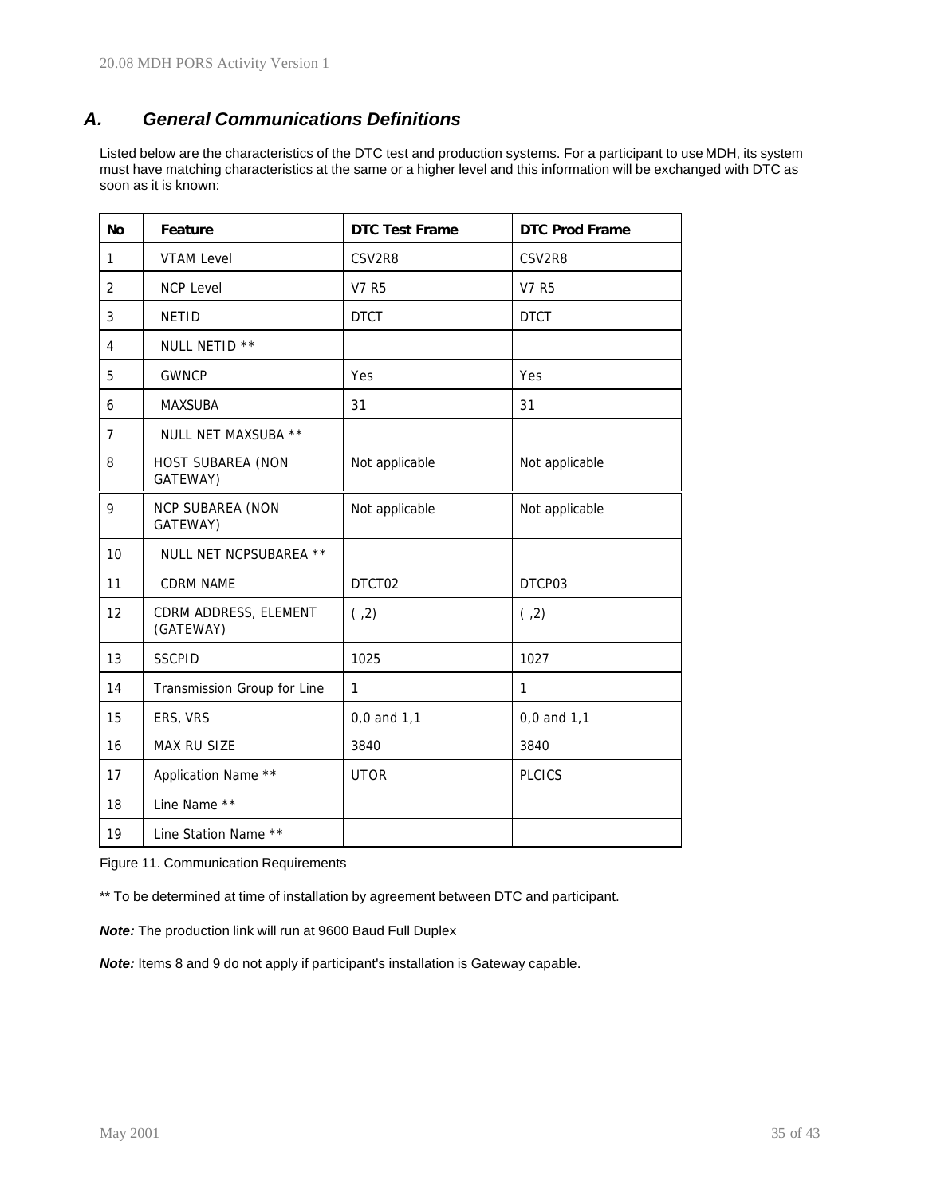## A. General Communications Definitions

Listed below are the characteristics of the DTC test and production systems. For a participant to use MDH, its system must have matching characteristics at the same or a higher level and this information will be exchanged with DTC as soon as it is known:

| No | Feature | DTC Test Frame | DTC Prod Frame |
|---|---|---|---|
| 1 | VTAM Level | CSV2R8 | CSV2R8 |
| 2 | NCP Level | V7 R5 | V7 R5 |
| 3 | NETID | DTCT | DTCT |
| 4 | NULL NETID ** | | |
| 5 | GWNCP | Yes | Yes |
| 6 | MAXSUBA | 31 | 31 |
| 7 | NULL NET MAXSUBA ** | | |
| 8 | HOST SUBAREA (NON GATEWAY) | Not applicable | Not applicable |
| 9 | NCP SUBAREA (NON GATEWAY) | Not applicable | Not applicable |
| 10 | NULL NET NCPSUBAREA ** | | |
| 11 | CDRM NAME | DTCT02 | DTCP03 |
| 12 | CDRM ADDRESS, ELEMENT (GATEWAY) | ( ,2) | ( ,2) |
| 13 | SSCPID | 1025 | 1027 |
| 14 | Transmission Group for Line | 1 | 1 |
| 15 | ERS, VRS | 0,0 and 1,1 | 0,0 and 1,1 |
| 16 | MAX RU SIZE | 3840 | 3840 |
| 17 | Application Name ** | UTOR | PLCICS |
| 18 | Line Name ** | | |
| 19 | Line Station Name ** | | |

Figure 11. Communication Requirements

** To be determined at time of installation by agreement between DTC and participant.

***Note:*** The production link will run at 9600 Baud Full Duplex

***Note:*** Items 8 and 9 do not apply if participant's installation is Gateway capable.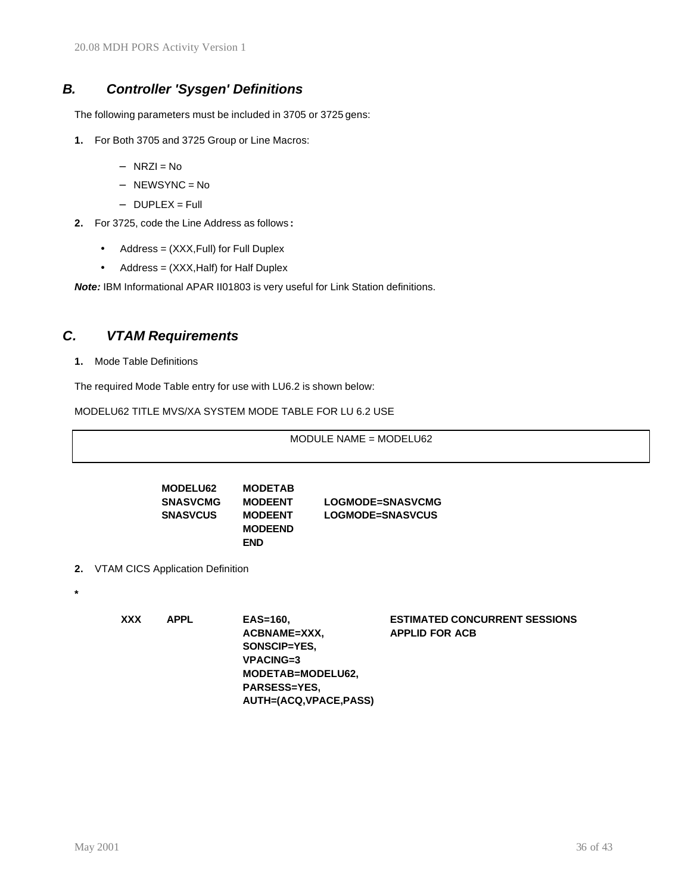## *B. Controller 'Sysgen' Definitions*

The following parameters must be included in 3705 or 3725 gens:

**1.** For Both 3705 and 3725 Group or Line Macros:

- NRZI = No
- NEWSYNC = No
- DUPLEX = Full

**2.** For 3725, code the Line Address as follows**:**

- Address = (XXX,Full) for Full Duplex
- Address = (XXX,Half) for Half Duplex

***Note:*** IBM Informational APAR II01803 is very useful for Link Station definitions.

## *C. VTAM Requirements*

**1.** Mode Table Definitions

The required Mode Table entry for use with LU6.2 is shown below:

MODELU62 TITLE MVS/XA SYSTEM MODE TABLE FOR LU 6.2 USE

| MODULE NAME = MODELU62 |
|---|

```
MODELU62   MODETAB
SNASVCMG   MODEENT    LOGMODE=SNASVCMG
SNASVCUS   MODEENT    LOGMODE=SNASVCUS
           MODEEND
           END
```

**2.** VTAM CICS Application Definition

```
*
XXX     APPL      EAS=160,                  ESTIMATED CONCURRENT SESSIONS
                  ACBNAME=XXX,              APPLID FOR ACB
                  SONSCIP=YES,
                  VPACING=3
                  MODETAB=MODELU62,
                  PARSESS=YES,
                  AUTH=(ACQ,VPACE,PASS)
```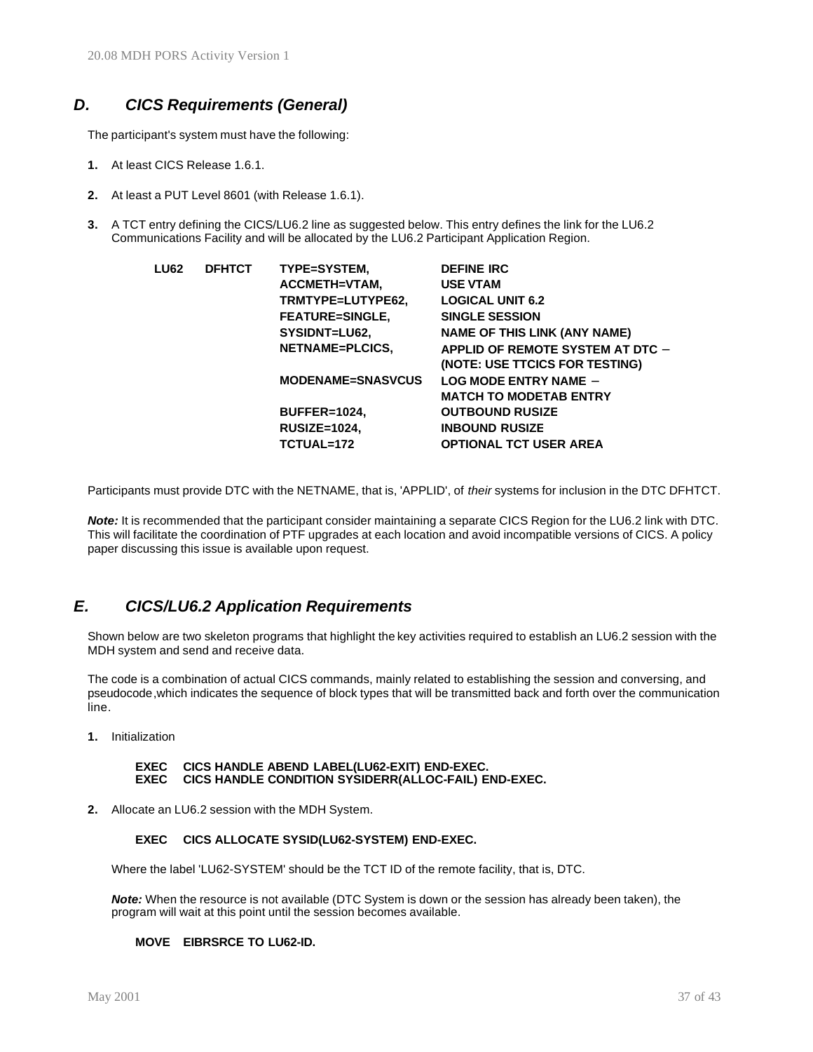## *D. CICS Requirements (General)*

The participant's system must have the following:

1. At least CICS Release 1.6.1.

2. At least a PUT Level 8601 (with Release 1.6.1).

3. A TCT entry defining the CICS/LU6.2 line as suggested below. This entry defines the link for the LU6.2 Communications Facility and will be allocated by the LU6.2 Participant Application Region.

```
LU62   DFHTCT   TYPE=SYSTEM,            DEFINE IRC
                ACCMETH=VTAM,           USE VTAM
                TRMTYPE=LUTYPE62,       LOGICAL UNIT 6.2
                FEATURE=SINGLE,         SINGLE SESSION
                SYSIDNT=LU62,           NAME OF THIS LINK (ANY NAME)
                NETNAME=PLCICS,         APPLID OF REMOTE SYSTEM AT DTC –
                                        (NOTE: USE TTCICS FOR TESTING)
                MODENAME=SNASVCUS       LOG MODE ENTRY NAME –
                                        MATCH TO MODETAB ENTRY
                BUFFER=1024,            OUTBOUND RUSIZE
                RUSIZE=1024,            INBOUND RUSIZE
                TCTUAL=172              OPTIONAL TCT USER AREA
```

Participants must provide DTC with the NETNAME, that is, 'APPLID', of *their* systems for inclusion in the DTC DFHTCT.

***Note:*** It is recommended that the participant consider maintaining a separate CICS Region for the LU6.2 link with DTC. This will facilitate the coordination of PTF upgrades at each location and avoid incompatible versions of CICS. A policy paper discussing this issue is available upon request.

## *E. CICS/LU6.2 Application Requirements*

Shown below are two skeleton programs that highlight the key activities required to establish an LU6.2 session with the MDH system and send and receive data.

The code is a combination of actual CICS commands, mainly related to establishing the session and conversing, and pseudocode,which indicates the sequence of block types that will be transmitted back and forth over the communication line.

1. Initialization

```
EXEC   CICS HANDLE ABEND LABEL(LU62-EXIT) END-EXEC.
EXEC   CICS HANDLE CONDITION SYSIDERR(ALLOC-FAIL) END-EXEC.
```

2. Allocate an LU6.2 session with the MDH System.

```
EXEC   CICS ALLOCATE SYSID(LU62-SYSTEM) END-EXEC.
```

Where the label 'LU62-SYSTEM' should be the TCT ID of the remote facility, that is, DTC.

***Note:*** When the resource is not available (DTC System is down or the session has already been taken), the program will wait at this point until the session becomes available.

```
MOVE   EIBRSRCE TO LU62-ID.
```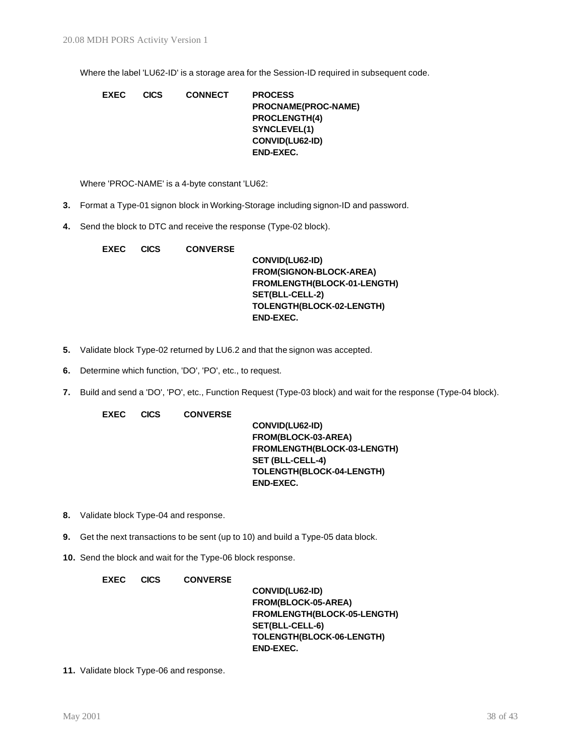Where the label 'LU62-ID' is a storage area for the Session-ID required in subsequent code.

```
EXEC    CICS    CONNECT    PROCESS
                           PROCNAME(PROC-NAME)
                           PROCLENGTH(4)
                           SYNCLEVEL(1)
                           CONVID(LU62-ID)
                           END-EXEC.
```

Where 'PROC-NAME' is a 4-byte constant 'LU62:

3. Format a Type-01 signon block in Working-Storage including signon-ID and password.
4. Send the block to DTC and receive the response (Type-02 block).

```
EXEC    CICS    CONVERSE
                           CONVID(LU62-ID)
                           FROM(SIGNON-BLOCK-AREA)
                           FROMLENGTH(BLOCK-01-LENGTH)
                           SET(BLL-CELL-2)
                           TOLENGTH(BLOCK-02-LENGTH)
                           END-EXEC.
```

5. Validate block Type-02 returned by LU6.2 and that the signon was accepted.
6. Determine which function, 'DO', 'PO', etc., to request.
7. Build and send a 'DO', 'PO', etc., Function Request (Type-03 block) and wait for the response (Type-04 block).

```
EXEC    CICS    CONVERSE
                           CONVID(LU62-ID)
                           FROM(BLOCK-03-AREA)
                           FROMLENGTH(BLOCK-03-LENGTH)
                           SET (BLL-CELL-4)
                           TOLENGTH(BLOCK-04-LENGTH)
                           END-EXEC.
```

8. Validate block Type-04 and response.
9. Get the next transactions to be sent (up to 10) and build a Type-05 data block.
10. Send the block and wait for the Type-06 block response.

```
EXEC    CICS    CONVERSE
                           CONVID(LU62-ID)
                           FROM(BLOCK-05-AREA)
                           FROMLENGTH(BLOCK-05-LENGTH)
                           SET(BLL-CELL-6)
                           TOLENGTH(BLOCK-06-LENGTH)
                           END-EXEC.
```

11. Validate block Type-06 and response.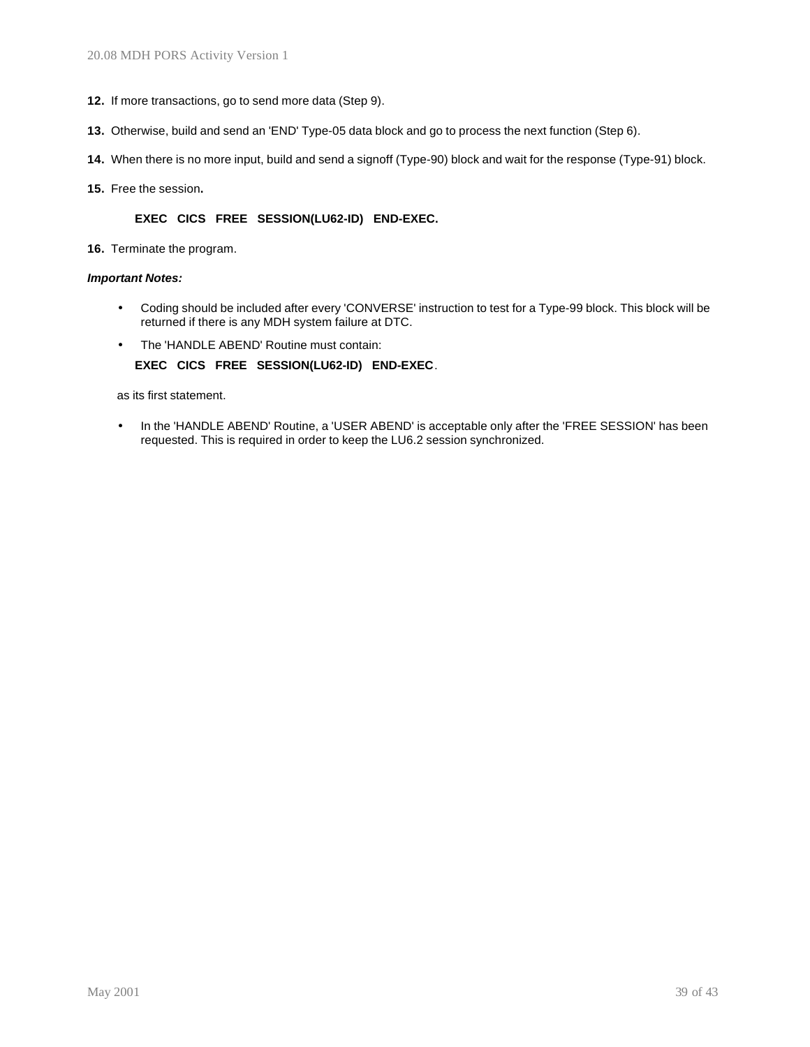**12.** If more transactions, go to send more data (Step 9).

**13.** Otherwise, build and send an 'END' Type-05 data block and go to process the next function (Step 6).

**14.** When there is no more input, build and send a signoff (Type-90) block and wait for the response (Type-91) block.

**15.** Free the session**.**

```
EXEC   CICS   FREE   SESSION(LU62-ID)   END-EXEC.
```

**16.** Terminate the program.

***Important Notes:***

- Coding should be included after every 'CONVERSE' instruction to test for a Type-99 block. This block will be returned if there is any MDH system failure at DTC.
- The 'HANDLE ABEND' Routine must contain:

```
EXEC   CICS   FREE   SESSION(LU62-ID)   END-EXEC.
```

as its first statement.

- In the 'HANDLE ABEND' Routine, a 'USER ABEND' is acceptable only after the 'FREE SESSION' has been requested. This is required in order to keep the LU6.2 session synchronized.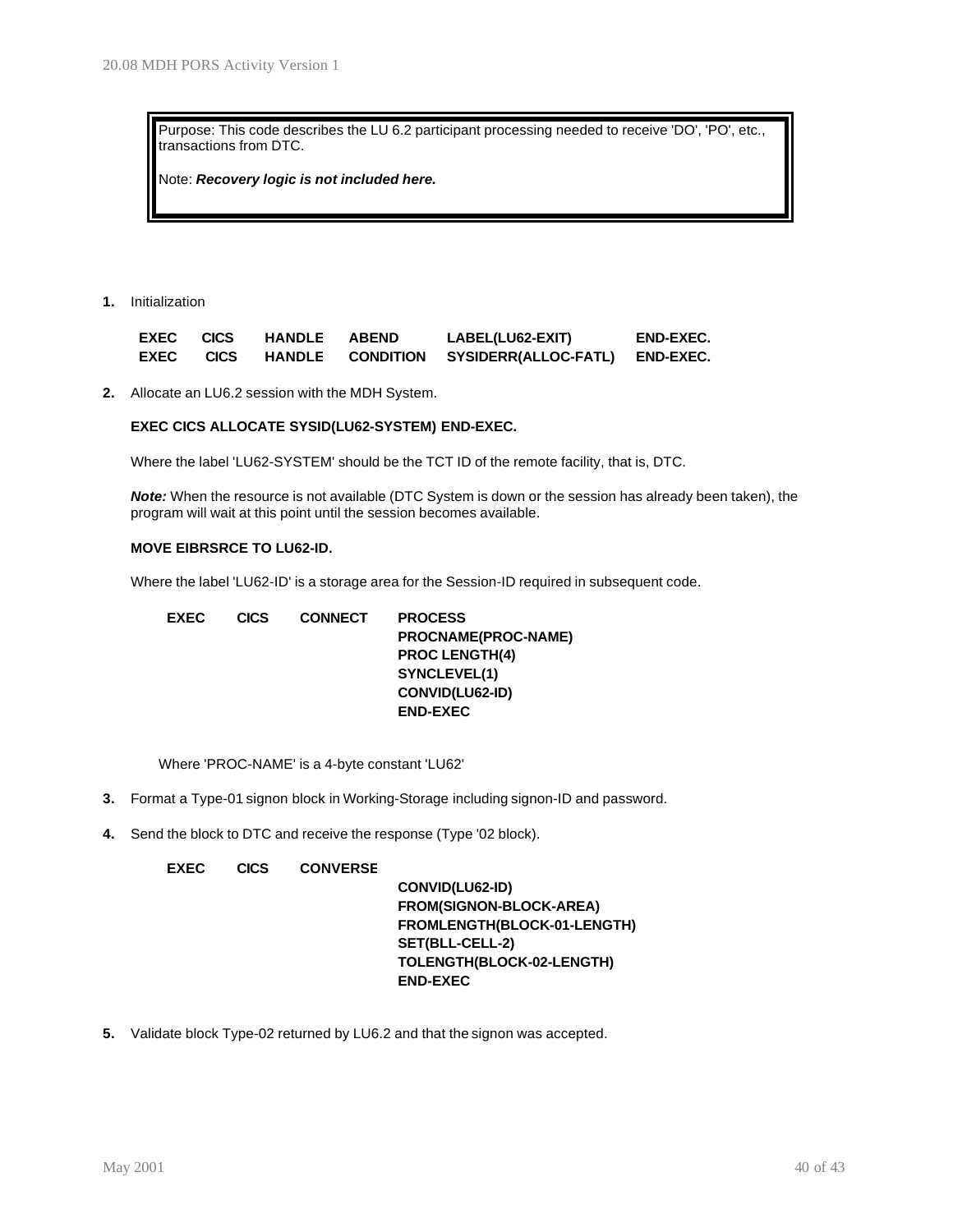> Purpose: This code describes the LU 6.2 participant processing needed to receive 'DO', 'PO', etc., transactions from DTC.
>
> Note: ***Recovery logic is not included here.***

**1.** Initialization

```
EXEC  CICS  HANDLE  ABEND      LABEL(LU62-EXIT)       END-EXEC.
EXEC  CICS  HANDLE  CONDITION  SYSIDERR(ALLOC-FATL)   END-EXEC.
```

**2.** Allocate an LU6.2 session with the MDH System.

**EXEC CICS ALLOCATE SYSID(LU62-SYSTEM) END-EXEC.**

Where the label 'LU62-SYSTEM' should be the TCT ID of the remote facility, that is, DTC.

***Note:*** When the resource is not available (DTC System is down or the session has already been taken), the program will wait at this point until the session becomes available.

**MOVE EIBRSRCE TO LU62-ID.**

Where the label 'LU62-ID' is a storage area for the Session-ID required in subsequent code.

```
EXEC   CICS   CONNECT   PROCESS
                        PROCNAME(PROC-NAME)
                        PROC LENGTH(4)
                        SYNCLEVEL(1)
                        CONVID(LU62-ID)
                        END-EXEC
```

Where 'PROC-NAME' is a 4-byte constant 'LU62'

**3.** Format a Type-01 signon block in Working-Storage including signon-ID and password.

**4.** Send the block to DTC and receive the response (Type '02 block).

```
EXEC   CICS   CONVERSE
                        CONVID(LU62-ID)
                        FROM(SIGNON-BLOCK-AREA)
                        FROMLENGTH(BLOCK-01-LENGTH)
                        SET(BLL-CELL-2)
                        TOLENGTH(BLOCK-02-LENGTH)
                        END-EXEC
```

**5.** Validate block Type-02 returned by LU6.2 and that the signon was accepted.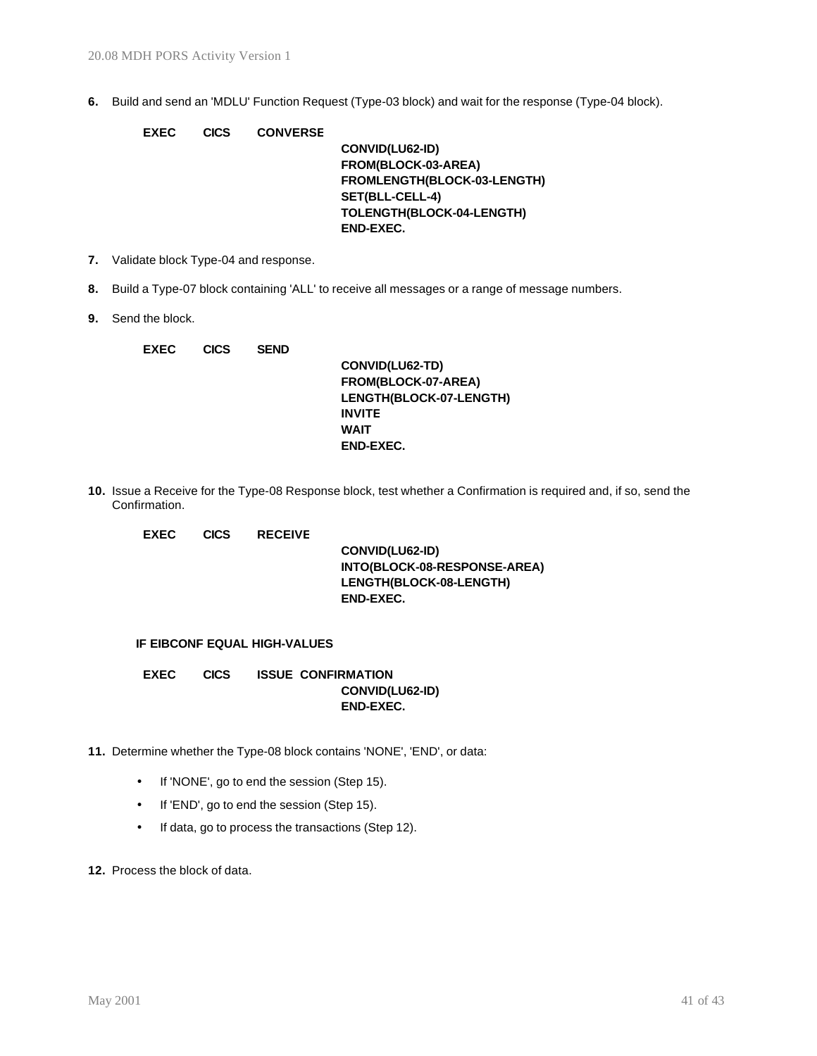**6.** Build and send an 'MDLU' Function Request (Type-03 block) and wait for the response (Type-04 block).

```
EXEC    CICS    CONVERSE
                        CONVID(LU62-ID)
                        FROM(BLOCK-03-AREA)
                        FROMLENGTH(BLOCK-03-LENGTH)
                        SET(BLL-CELL-4)
                        TOLENGTH(BLOCK-04-LENGTH)
                        END-EXEC.
```

**7.** Validate block Type-04 and response.

**8.** Build a Type-07 block containing 'ALL' to receive all messages or a range of message numbers.

**9.** Send the block.

```
EXEC    CICS    SEND
                        CONVID(LU62-TD)
                        FROM(BLOCK-07-AREA)
                        LENGTH(BLOCK-07-LENGTH)
                        INVITE
                        WAIT
                        END-EXEC.
```

**10.** Issue a Receive for the Type-08 Response block, test whether a Confirmation is required and, if so, send the Confirmation.

```
EXEC    CICS    RECEIVE
                        CONVID(LU62-ID)
                        INTO(BLOCK-08-RESPONSE-AREA)
                        LENGTH(BLOCK-08-LENGTH)
                        END-EXEC.

IF EIBCONF EQUAL HIGH-VALUES

EXEC    CICS    ISSUE  CONFIRMATION
                        CONVID(LU62-ID)
                        END-EXEC.
```

**11.** Determine whether the Type-08 block contains 'NONE', 'END', or data:

- If 'NONE', go to end the session (Step 15).
- If 'END', go to end the session (Step 15).
- If data, go to process the transactions (Step 12).

**12.** Process the block of data.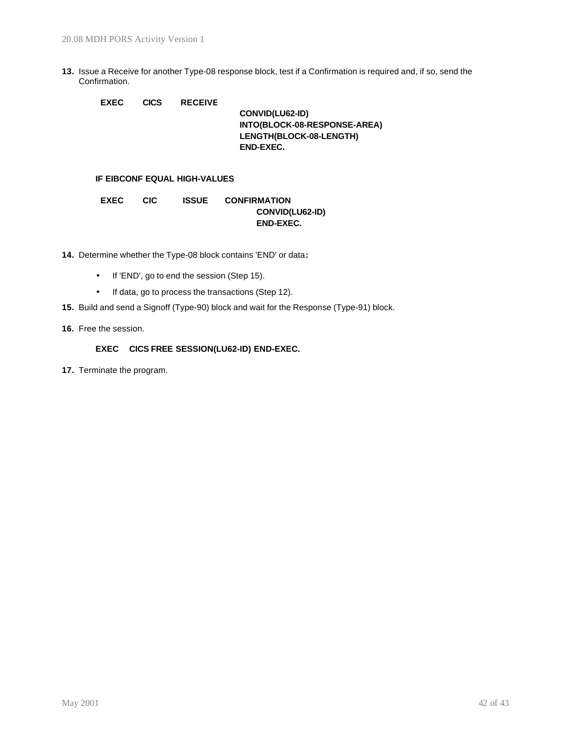**13.** Issue a Receive for another Type-08 response block, test if a Confirmation is required and, if so, send the Confirmation.

```
EXEC    CICS    RECEIVE
                        CONVID(LU62-ID)
                        INTO(BLOCK-08-RESPONSE-AREA)
                        LENGTH(BLOCK-08-LENGTH)
                        END-EXEC.

IF EIBCONF EQUAL HIGH-VALUES

EXEC    CIC     ISSUE   CONFIRMATION
                            CONVID(LU62-ID)
                            END-EXEC.
```

**14.** Determine whether the Type-08 block contains 'END' or data**:**

- If 'END', go to end the session (Step 15).
- If data, go to process the transactions (Step 12).

**15.** Build and send a Signoff (Type-90) block and wait for the Response (Type-91) block.

**16.** Free the session.

```
EXEC    CICS FREE SESSION(LU62-ID) END-EXEC.
```

**17.** Terminate the program.